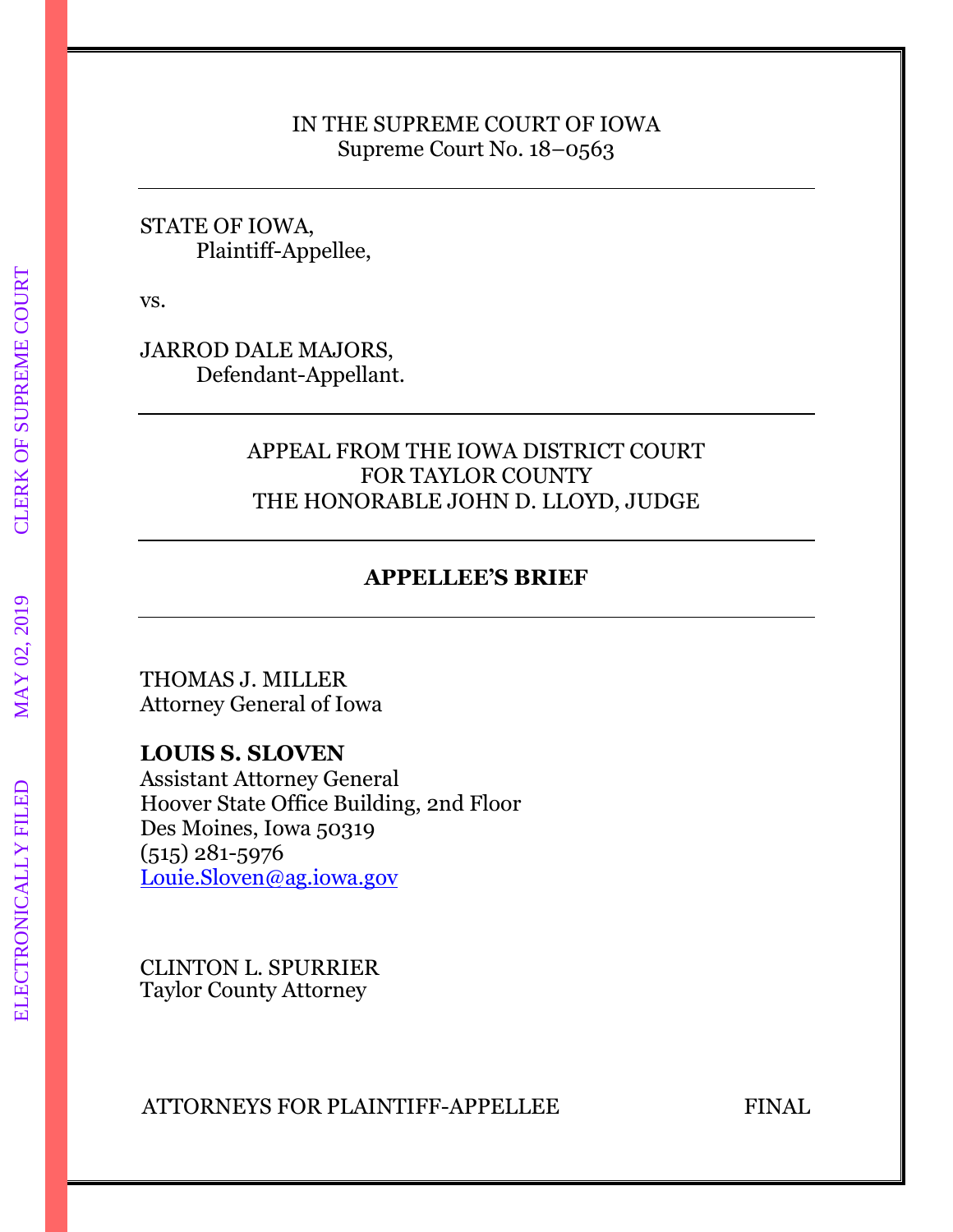IN THE SUPREME COURT OF IOWA
Supreme Court No. 18–0563

---

STATE OF IOWA,
Plaintiff-Appellee,

vs.

JARROD DALE MAJORS,
Defendant-Appellant.

---

APPEAL FROM THE IOWA DISTRICT COURT
FOR TAYLOR COUNTY
THE HONORABLE JOHN D. LLOYD, JUDGE

---

**APPELLEE'S BRIEF**

---

THOMAS J. MILLER
Attorney General of Iowa

**LOUIS S. SLOVEN**
Assistant Attorney General
Hoover State Office Building, 2nd Floor
Des Moines, Iowa 50319
(515) 281-5976
Louie.Sloven@ag.iowa.gov

CLINTON L. SPURRIER
Taylor County Attorney

ATTORNEYS FOR PLAINTIFF-APPELLEE

FINAL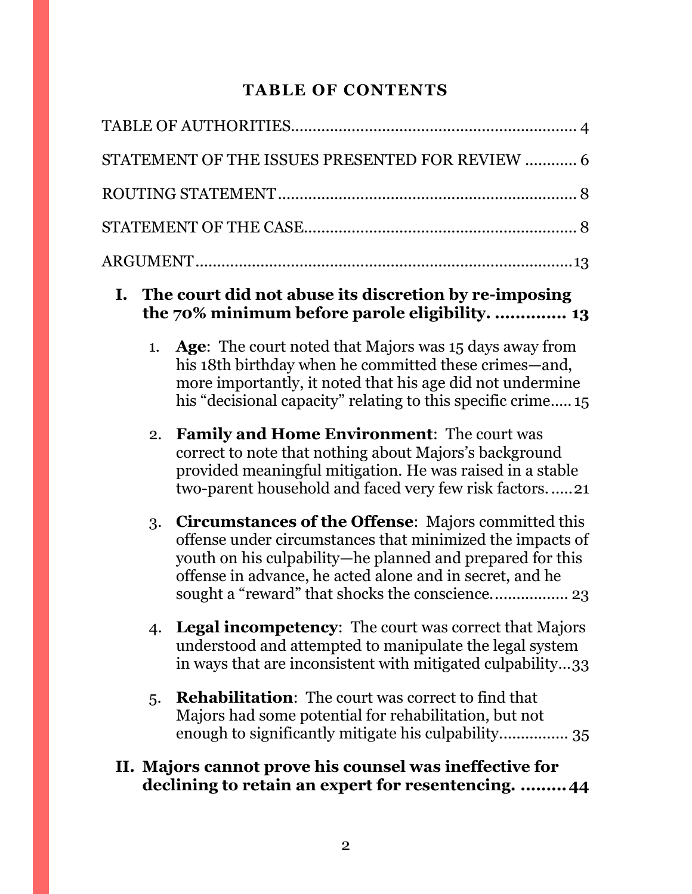## TABLE OF CONTENTS

TABLE OF AUTHORITIES .................................................................. 4

STATEMENT OF THE ISSUES PRESENTED FOR REVIEW ............ 6

ROUTING STATEMENT ..................................................................... 8

STATEMENT OF THE CASE ............................................................... 8

ARGUMENT ......................................................................................... 13

**I. The court did not abuse its discretion by re-imposing the 70% minimum before parole eligibility. .............. 13**

1. **Age**: The court noted that Majors was 15 days away from his 18th birthday when he committed these crimes—and, more importantly, it noted that his age did not undermine his "decisional capacity" relating to this specific crime..... 15

2. **Family and Home Environment**: The court was correct to note that nothing about Majors's background provided meaningful mitigation. He was raised in a stable two-parent household and faced very few risk factors. ..... 21

3. **Circumstances of the Offense**: Majors committed this offense under circumstances that minimized the impacts of youth on his culpability—he planned and prepared for this offense in advance, he acted alone and in secret, and he sought a "reward" that shocks the conscience. ................ 23

4. **Legal incompetency**: The court was correct that Majors understood and attempted to manipulate the legal system in ways that are inconsistent with mitigated culpability... 33

5. **Rehabilitation**: The court was correct to find that Majors had some potential for rehabilitation, but not enough to significantly mitigate his culpability................ 35

**II. Majors cannot prove his counsel was ineffective for declining to retain an expert for resentencing. ......... 44**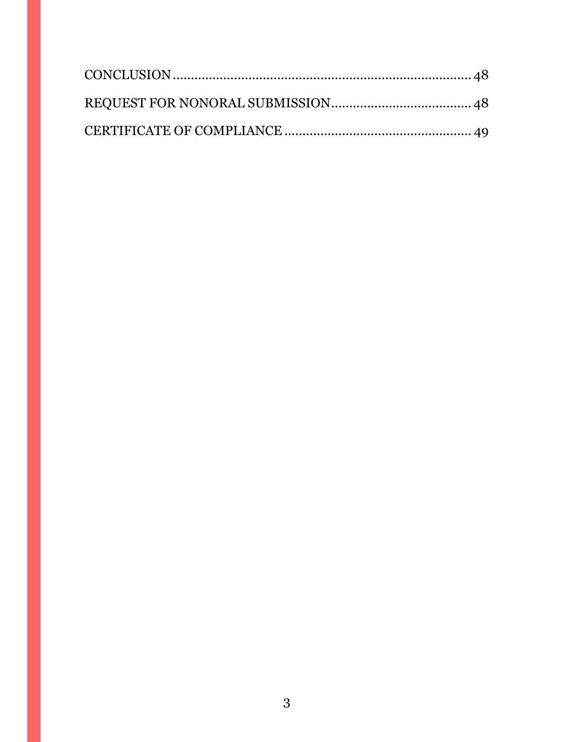CONCLUSION.................................................................................. 48

REQUEST FOR NONORAL SUBMISSION...................................... 48

CERTIFICATE OF COMPLIANCE .................................................. 49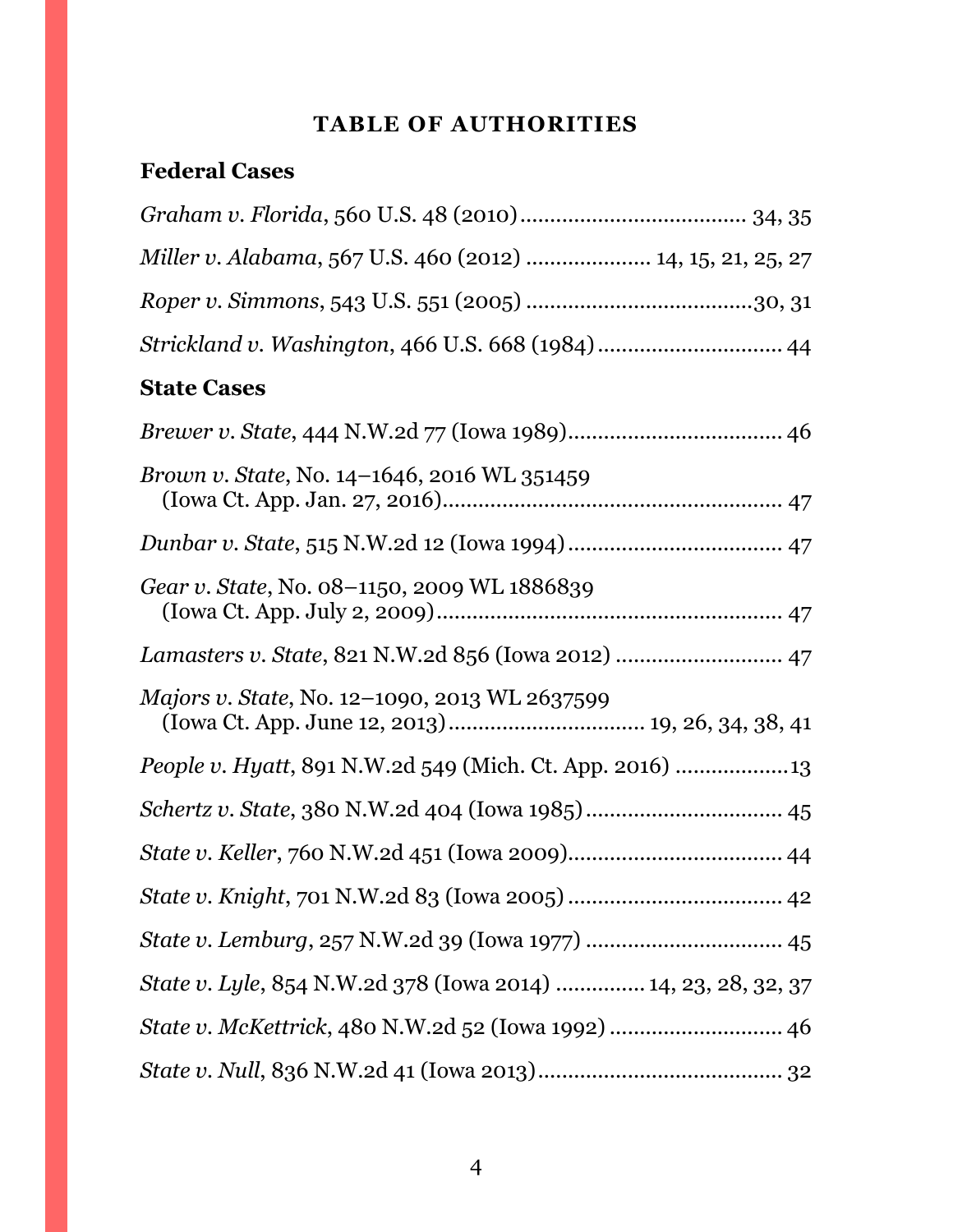# TABLE OF AUTHORITIES

## Federal Cases

*Graham v. Florida*, 560 U.S. 48 (2010) .................................... 34, 35

*Miller v. Alabama*, 567 U.S. 460 (2012) .................... 14, 15, 21, 25, 27

*Roper v. Simmons*, 543 U.S. 551 (2005) ....................................30, 31

*Strickland v. Washington*, 466 U.S. 668 (1984) .............................. 44

## State Cases

*Brewer v. State*, 444 N.W.2d 77 (Iowa 1989)................................... 46

*Brown v. State*, No. 14–1646, 2016 WL 351459 (Iowa Ct. App. Jan. 27, 2016)......................................................... 47

*Dunbar v. State*, 515 N.W.2d 12 (Iowa 1994)................................... 47

*Gear v. State*, No. 08–1150, 2009 WL 1886839 (Iowa Ct. App. July 2, 2009).......................................................... 47

*Lamasters v. State*, 821 N.W.2d 856 (Iowa 2012) ........................... 47

*Majors v. State*, No. 12–1090, 2013 WL 2637599 (Iowa Ct. App. June 12, 2013)............................... 19, 26, 34, 38, 41

*People v. Hyatt*, 891 N.W.2d 549 (Mich. Ct. App. 2016) ...................13

*Schertz v. State*, 380 N.W.2d 404 (Iowa 1985)................................ 45

*State v. Keller*, 760 N.W.2d 451 (Iowa 2009)................................... 44

*State v. Knight*, 701 N.W.2d 83 (Iowa 2005) .................................. 42

*State v. Lemburg*, 257 N.W.2d 39 (Iowa 1977) ................................ 45

*State v. Lyle*, 854 N.W.2d 378 (Iowa 2014) .............. 14, 23, 28, 32, 37

*State v. McKettrick*, 480 N.W.2d 52 (Iowa 1992) ............................ 46

*State v. Null*, 836 N.W.2d 41 (Iowa 2013)......................................... 32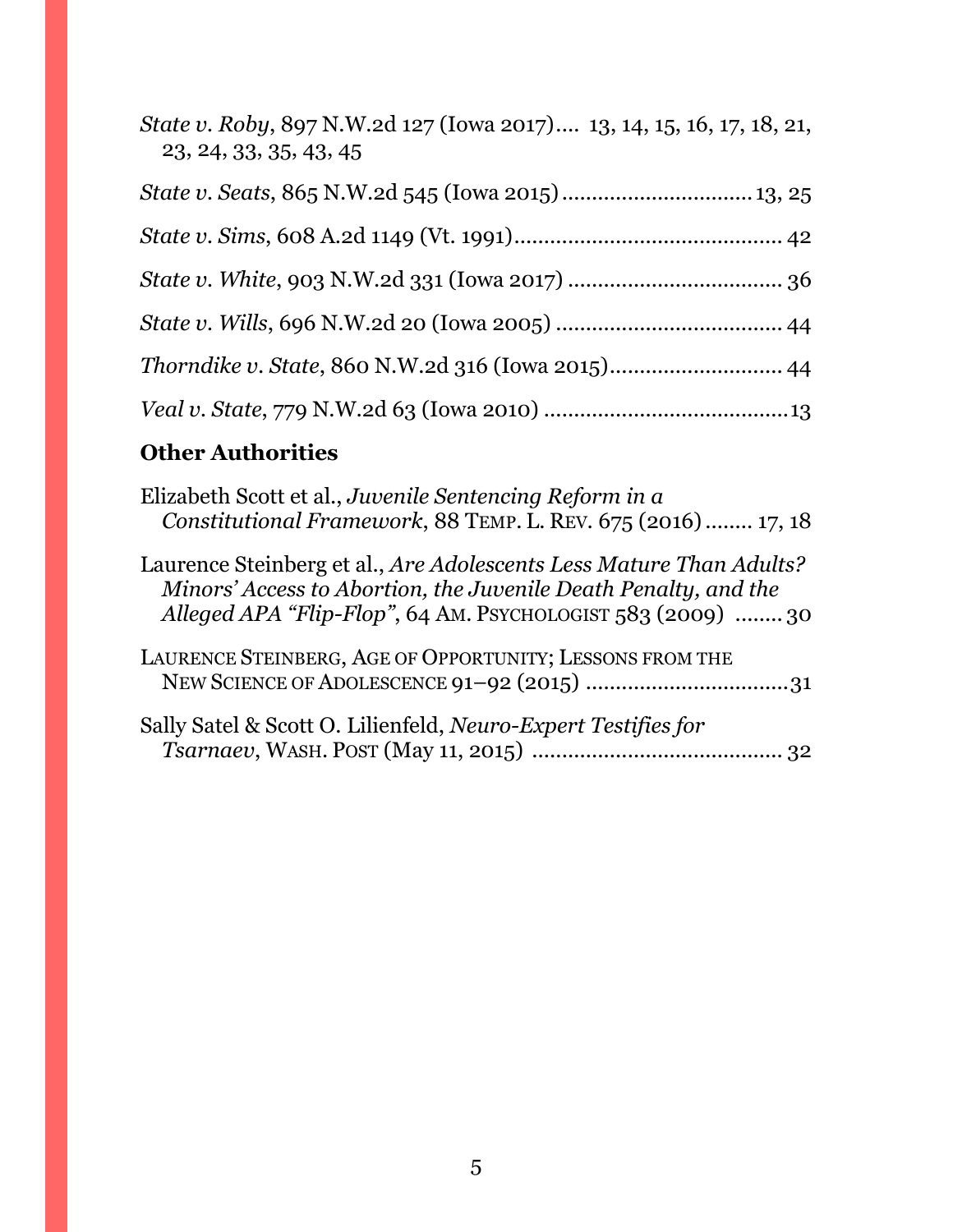*State v. Roby*, 897 N.W.2d 127 (Iowa 2017).... 13, 14, 15, 16, 17, 18, 21, 23, 24, 33, 35, 43, 45

*State v. Seats*, 865 N.W.2d 545 (Iowa 2015) ................................ 13, 25

*State v. Sims*, 608 A.2d 1149 (Vt. 1991)............................................ 42

*State v. White*, 903 N.W.2d 331 (Iowa 2017) .................................... 36

*State v. Wills*, 696 N.W.2d 20 (Iowa 2005) ...................................... 44

*Thorndike v. State*, 860 N.W.2d 316 (Iowa 2015)............................ 44

*Veal v. State*, 779 N.W.2d 63 (Iowa 2010) .........................................13

### Other Authorities

Elizabeth Scott et al., *Juvenile Sentencing Reform in a Constitutional Framework*, 88 TEMP. L. REV. 675 (2016) ........ 17, 18

Laurence Steinberg et al., *Are Adolescents Less Mature Than Adults? Minors' Access to Abortion, the Juvenile Death Penalty, and the Alleged APA "Flip-Flop"*, 64 AM. PSYCHOLOGIST 583 (2009) ........ 30

LAURENCE STEINBERG, AGE OF OPPORTUNITY; LESSONS FROM THE NEW SCIENCE OF ADOLESCENCE 91–92 (2015) ..................................31

Sally Satel & Scott O. Lilienfeld, *Neuro-Expert Testifies for Tsarnaev*, WASH. POST (May 11, 2015) .......................................... 32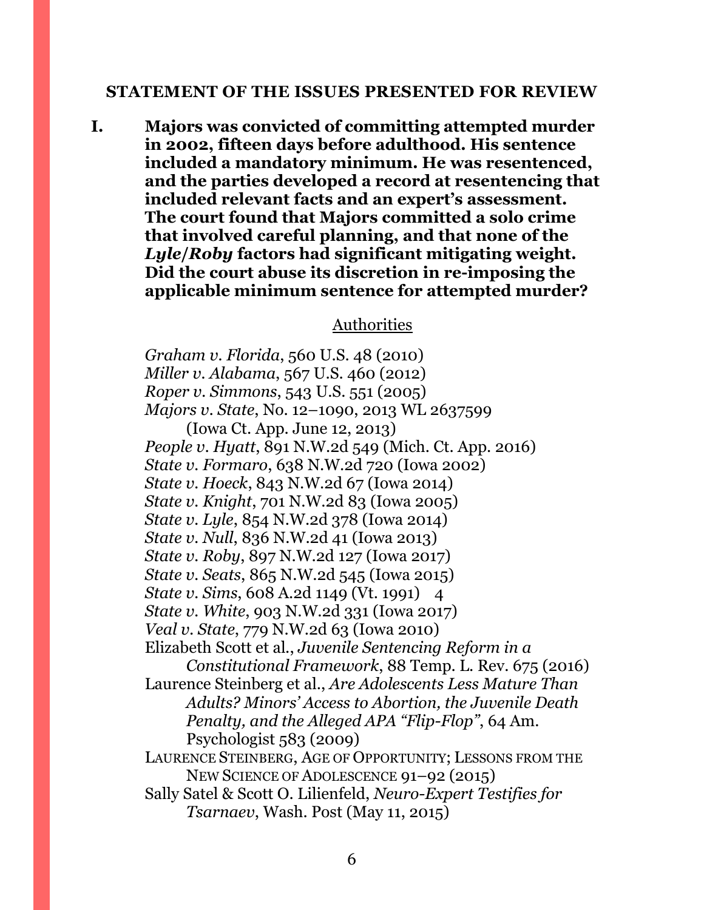## STATEMENT OF THE ISSUES PRESENTED FOR REVIEW

**I. Majors was convicted of committing attempted murder in 2002, fifteen days before adulthood. His sentence included a mandatory minimum. He was resentenced, and the parties developed a record at resentencing that included relevant facts and an expert's assessment. The court found that Majors committed a solo crime that involved careful planning, and that none of the *Lyle*/*Roby* factors had significant mitigating weight. Did the court abuse its discretion in re-imposing the applicable minimum sentence for attempted murder?**

Authorities

*Graham v. Florida*, 560 U.S. 48 (2010)
*Miller v. Alabama*, 567 U.S. 460 (2012)
*Roper v. Simmons*, 543 U.S. 551 (2005)
*Majors v. State*, No. 12–1090, 2013 WL 2637599 (Iowa Ct. App. June 12, 2013)
*People v. Hyatt*, 891 N.W.2d 549 (Mich. Ct. App. 2016)
*State v. Formaro*, 638 N.W.2d 720 (Iowa 2002)
*State v. Hoeck*, 843 N.W.2d 67 (Iowa 2014)
*State v. Knight*, 701 N.W.2d 83 (Iowa 2005)
*State v. Lyle*, 854 N.W.2d 378 (Iowa 2014)
*State v. Null*, 836 N.W.2d 41 (Iowa 2013)
*State v. Roby*, 897 N.W.2d 127 (Iowa 2017)
*State v. Seats*, 865 N.W.2d 545 (Iowa 2015)
*State v. Sims*, 608 A.2d 1149 (Vt. 1991) 4
*State v. White*, 903 N.W.2d 331 (Iowa 2017)
*Veal v. State*, 779 N.W.2d 63 (Iowa 2010)
Elizabeth Scott et al., *Juvenile Sentencing Reform in a Constitutional Framework*, 88 Temp. L. Rev. 675 (2016)
Laurence Steinberg et al., *Are Adolescents Less Mature Than Adults? Minors' Access to Abortion, the Juvenile Death Penalty, and the Alleged APA "Flip-Flop"*, 64 Am. Psychologist 583 (2009)
LAURENCE STEINBERG, AGE OF OPPORTUNITY; LESSONS FROM THE NEW SCIENCE OF ADOLESCENCE 91–92 (2015)
Sally Satel & Scott O. Lilienfeld, *Neuro-Expert Testifies for Tsarnaev*, Wash. Post (May 11, 2015)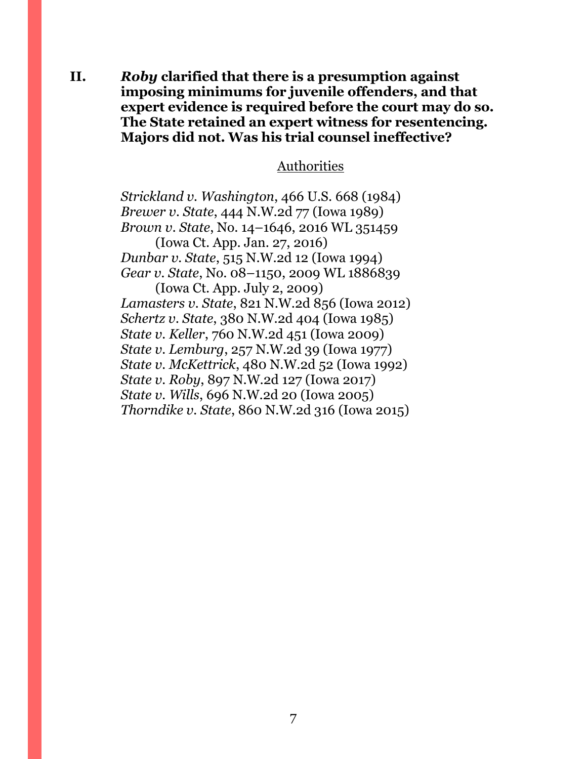**II. *Roby* clarified that there is a presumption against imposing minimums for juvenile offenders, and that expert evidence is required before the court may do so. The State retained an expert witness for resentencing. Majors did not. Was his trial counsel ineffective?**

Authorities

*Strickland v. Washington*, 466 U.S. 668 (1984)
*Brewer v. State*, 444 N.W.2d 77 (Iowa 1989)
*Brown v. State*, No. 14–1646, 2016 WL 351459 (Iowa Ct. App. Jan. 27, 2016)
*Dunbar v. State*, 515 N.W.2d 12 (Iowa 1994)
*Gear v. State*, No. 08–1150, 2009 WL 1886839 (Iowa Ct. App. July 2, 2009)
*Lamasters v. State*, 821 N.W.2d 856 (Iowa 2012)
*Schertz v. State*, 380 N.W.2d 404 (Iowa 1985)
*State v. Keller*, 760 N.W.2d 451 (Iowa 2009)
*State v. Lemburg*, 257 N.W.2d 39 (Iowa 1977)
*State v. McKettrick*, 480 N.W.2d 52 (Iowa 1992)
*State v. Roby*, 897 N.W.2d 127 (Iowa 2017)
*State v. Wills*, 696 N.W.2d 20 (Iowa 2005)
*Thorndike v. State*, 860 N.W.2d 316 (Iowa 2015)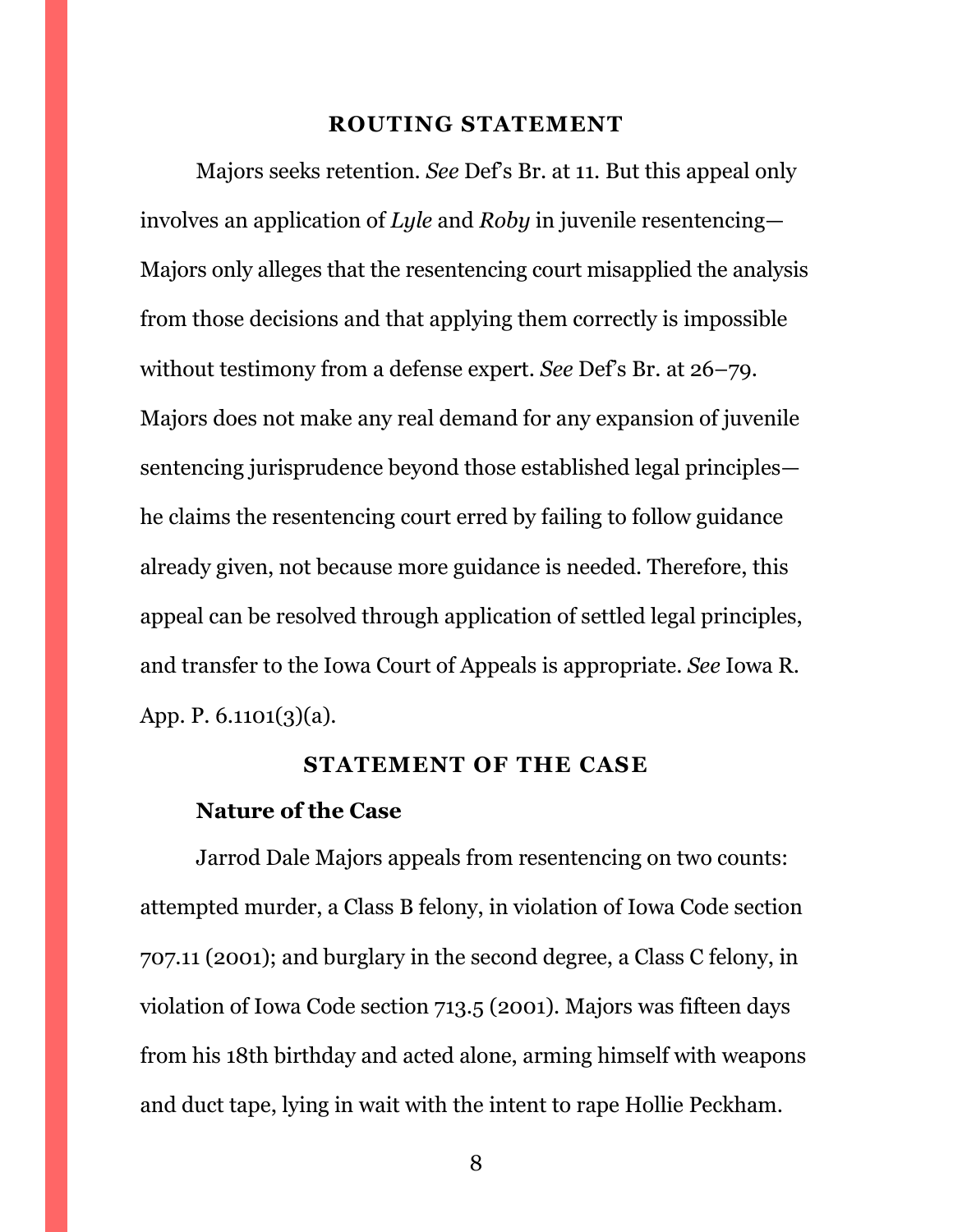## ROUTING STATEMENT

Majors seeks retention. *See* Def's Br. at 11. But this appeal only involves an application of *Lyle* and *Roby* in juvenile resentencing—Majors only alleges that the resentencing court misapplied the analysis from those decisions and that applying them correctly is impossible without testimony from a defense expert. *See* Def's Br. at 26–79. Majors does not make any real demand for any expansion of juvenile sentencing jurisprudence beyond those established legal principles—he claims the resentencing court erred by failing to follow guidance already given, not because more guidance is needed. Therefore, this appeal can be resolved through application of settled legal principles, and transfer to the Iowa Court of Appeals is appropriate. *See* Iowa R. App. P. 6.1101(3)(a).

## STATEMENT OF THE CASE

### Nature of the Case

Jarrod Dale Majors appeals from resentencing on two counts: attempted murder, a Class B felony, in violation of Iowa Code section 707.11 (2001); and burglary in the second degree, a Class C felony, in violation of Iowa Code section 713.5 (2001). Majors was fifteen days from his 18th birthday and acted alone, arming himself with weapons and duct tape, lying in wait with the intent to rape Hollie Peckham.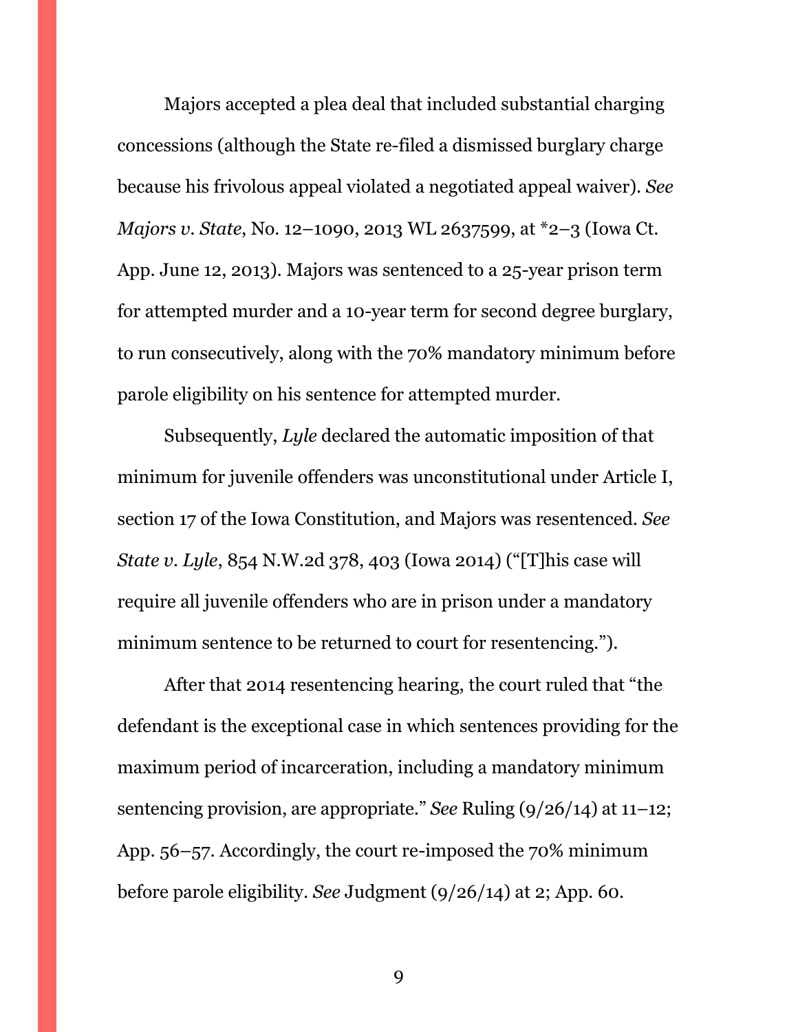Majors accepted a plea deal that included substantial charging concessions (although the State re-filed a dismissed burglary charge because his frivolous appeal violated a negotiated appeal waiver). *See Majors v. State*, No. 12–1090, 2013 WL 2637599, at *2–3 (Iowa Ct. App. June 12, 2013). Majors was sentenced to a 25-year prison term for attempted murder and a 10-year term for second degree burglary, to run consecutively, along with the 70% mandatory minimum before parole eligibility on his sentence for attempted murder.

Subsequently, *Lyle* declared the automatic imposition of that minimum for juvenile offenders was unconstitutional under Article I, section 17 of the Iowa Constitution, and Majors was resentenced. *See State v. Lyle*, 854 N.W.2d 378, 403 (Iowa 2014) ("[T]his case will require all juvenile offenders who are in prison under a mandatory minimum sentence to be returned to court for resentencing.").

After that 2014 resentencing hearing, the court ruled that "the defendant is the exceptional case in which sentences providing for the maximum period of incarceration, including a mandatory minimum sentencing provision, are appropriate." *See* Ruling (9/26/14) at 11–12; App. 56–57. Accordingly, the court re-imposed the 70% minimum before parole eligibility. *See* Judgment (9/26/14) at 2; App. 60.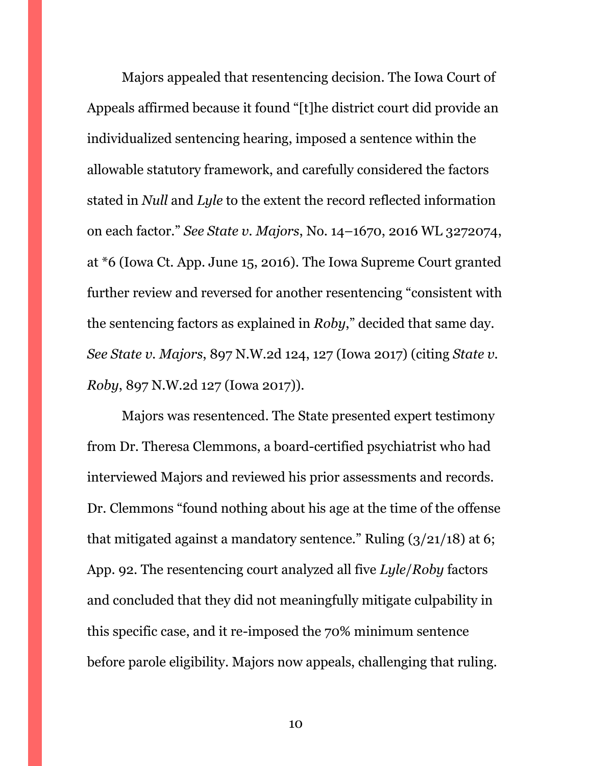Majors appealed that resentencing decision. The Iowa Court of Appeals affirmed because it found "[t]he district court did provide an individualized sentencing hearing, imposed a sentence within the allowable statutory framework, and carefully considered the factors stated in *Null* and *Lyle* to the extent the record reflected information on each factor." *See State v. Majors*, No. 14–1670, 2016 WL 3272074, at *6 (Iowa Ct. App. June 15, 2016). The Iowa Supreme Court granted further review and reversed for another resentencing "consistent with the sentencing factors as explained in *Roby*," decided that same day. *See State v. Majors*, 897 N.W.2d 124, 127 (Iowa 2017) (citing *State v. Roby*, 897 N.W.2d 127 (Iowa 2017)).

Majors was resentenced. The State presented expert testimony from Dr. Theresa Clemmons, a board-certified psychiatrist who had interviewed Majors and reviewed his prior assessments and records. Dr. Clemmons "found nothing about his age at the time of the offense that mitigated against a mandatory sentence." Ruling (3/21/18) at 6; App. 92. The resentencing court analyzed all five *Lyle*/*Roby* factors and concluded that they did not meaningfully mitigate culpability in this specific case, and it re-imposed the 70% minimum sentence before parole eligibility. Majors now appeals, challenging that ruling.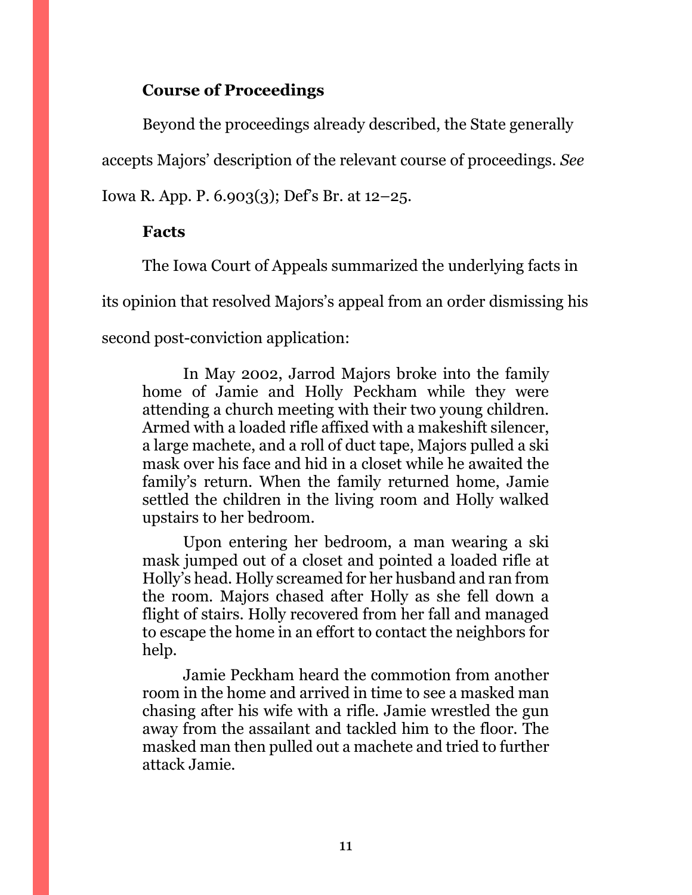### Course of Proceedings

Beyond the proceedings already described, the State generally accepts Majors' description of the relevant course of proceedings. *See* Iowa R. App. P. 6.903(3); Def's Br. at 12–25.

### Facts

The Iowa Court of Appeals summarized the underlying facts in its opinion that resolved Majors's appeal from an order dismissing his second post-conviction application:

> In May 2002, Jarrod Majors broke into the family home of Jamie and Holly Peckham while they were attending a church meeting with their two young children. Armed with a loaded rifle affixed with a makeshift silencer, a large machete, and a roll of duct tape, Majors pulled a ski mask over his face and hid in a closet while he awaited the family's return. When the family returned home, Jamie settled the children in the living room and Holly walked upstairs to her bedroom.
>
> Upon entering her bedroom, a man wearing a ski mask jumped out of a closet and pointed a loaded rifle at Holly's head. Holly screamed for her husband and ran from the room. Majors chased after Holly as she fell down a flight of stairs. Holly recovered from her fall and managed to escape the home in an effort to contact the neighbors for help.
>
> Jamie Peckham heard the commotion from another room in the home and arrived in time to see a masked man chasing after his wife with a rifle. Jamie wrestled the gun away from the assailant and tackled him to the floor. The masked man then pulled out a machete and tried to further attack Jamie.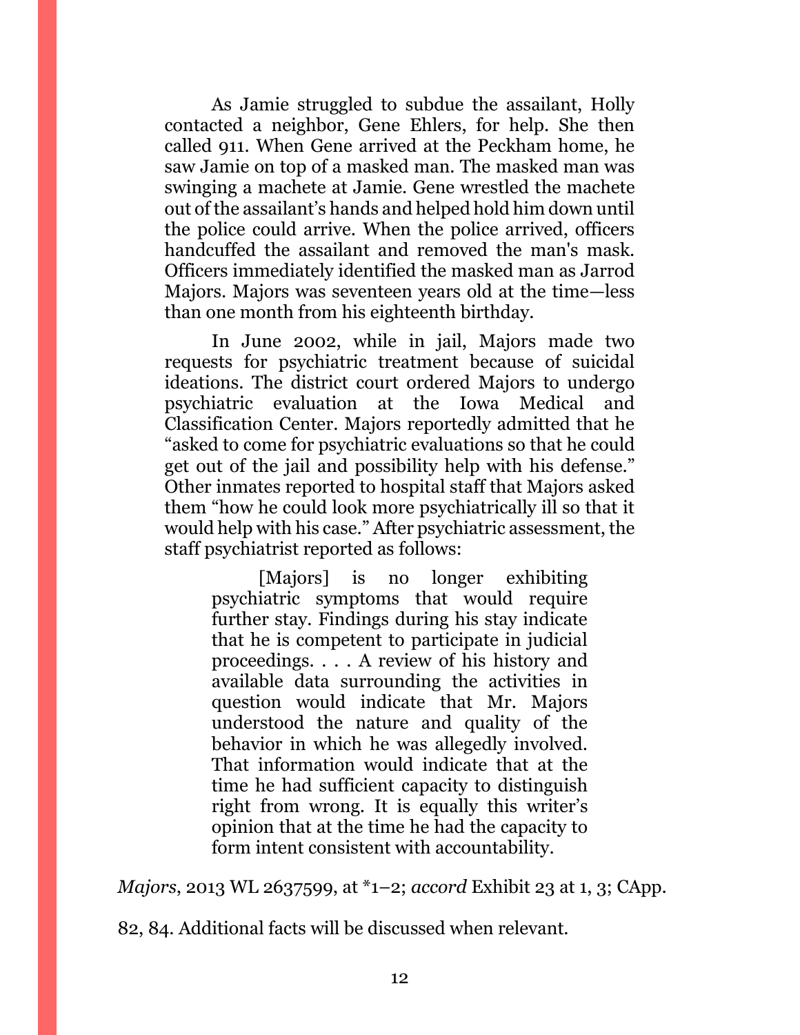As Jamie struggled to subdue the assailant, Holly contacted a neighbor, Gene Ehlers, for help. She then called 911. When Gene arrived at the Peckham home, he saw Jamie on top of a masked man. The masked man was swinging a machete at Jamie. Gene wrestled the machete out of the assailant's hands and helped hold him down until the police could arrive. When the police arrived, officers handcuffed the assailant and removed the man's mask. Officers immediately identified the masked man as Jarrod Majors. Majors was seventeen years old at the time—less than one month from his eighteenth birthday.

In June 2002, while in jail, Majors made two requests for psychiatric treatment because of suicidal ideations. The district court ordered Majors to undergo psychiatric evaluation at the Iowa Medical and Classification Center. Majors reportedly admitted that he "asked to come for psychiatric evaluations so that he could get out of the jail and possibility help with his defense." Other inmates reported to hospital staff that Majors asked them "how he could look more psychiatrically ill so that it would help with his case." After psychiatric assessment, the staff psychiatrist reported as follows:

> [Majors] is no longer exhibiting psychiatric symptoms that would require further stay. Findings during his stay indicate that he is competent to participate in judicial proceedings. . . . A review of his history and available data surrounding the activities in question would indicate that Mr. Majors understood the nature and quality of the behavior in which he was allegedly involved. That information would indicate that at the time he had sufficient capacity to distinguish right from wrong. It is equally this writer's opinion that at the time he had the capacity to form intent consistent with accountability.

*Majors*, 2013 WL 2637599, at *1–2; *accord* Exhibit 23 at 1, 3; CApp. 82, 84. Additional facts will be discussed when relevant.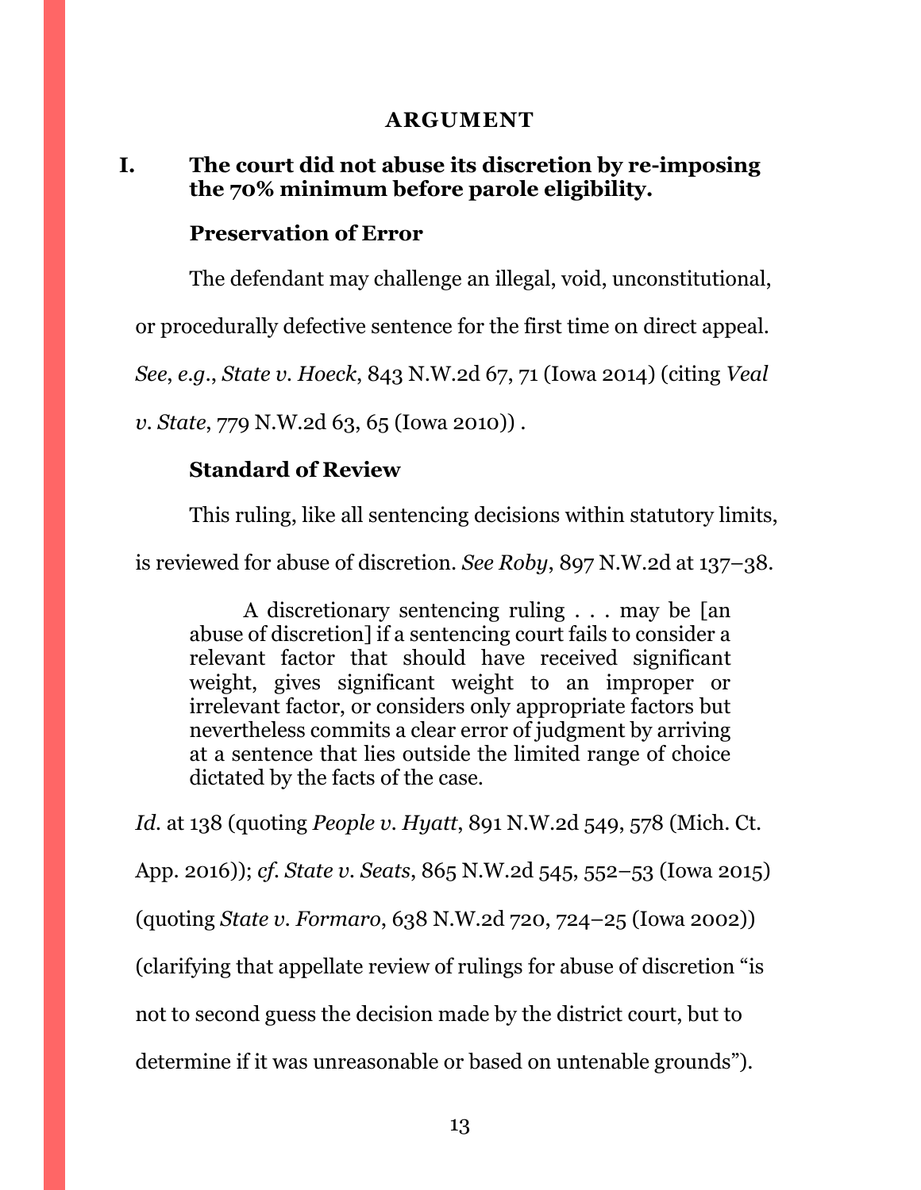## ARGUMENT

### I. The court did not abuse its discretion by re-imposing the 70% minimum before parole eligibility.

#### Preservation of Error

The defendant may challenge an illegal, void, unconstitutional, or procedurally defective sentence for the first time on direct appeal. *See*, *e.g.*, *State v. Hoeck*, 843 N.W.2d 67, 71 (Iowa 2014) (citing *Veal v. State*, 779 N.W.2d 63, 65 (Iowa 2010)) .

#### Standard of Review

This ruling, like all sentencing decisions within statutory limits, is reviewed for abuse of discretion. *See Roby*, 897 N.W.2d at 137–38.

> A discretionary sentencing ruling . . . may be [an abuse of discretion] if a sentencing court fails to consider a relevant factor that should have received significant weight, gives significant weight to an improper or irrelevant factor, or considers only appropriate factors but nevertheless commits a clear error of judgment by arriving at a sentence that lies outside the limited range of choice dictated by the facts of the case.

*Id.* at 138 (quoting *People v. Hyatt*, 891 N.W.2d 549, 578 (Mich. Ct. App. 2016)); *cf. State v. Seats*, 865 N.W.2d 545, 552–53 (Iowa 2015) (quoting *State v. Formaro*, 638 N.W.2d 720, 724–25 (Iowa 2002)) (clarifying that appellate review of rulings for abuse of discretion "is not to second guess the decision made by the district court, but to determine if it was unreasonable or based on untenable grounds").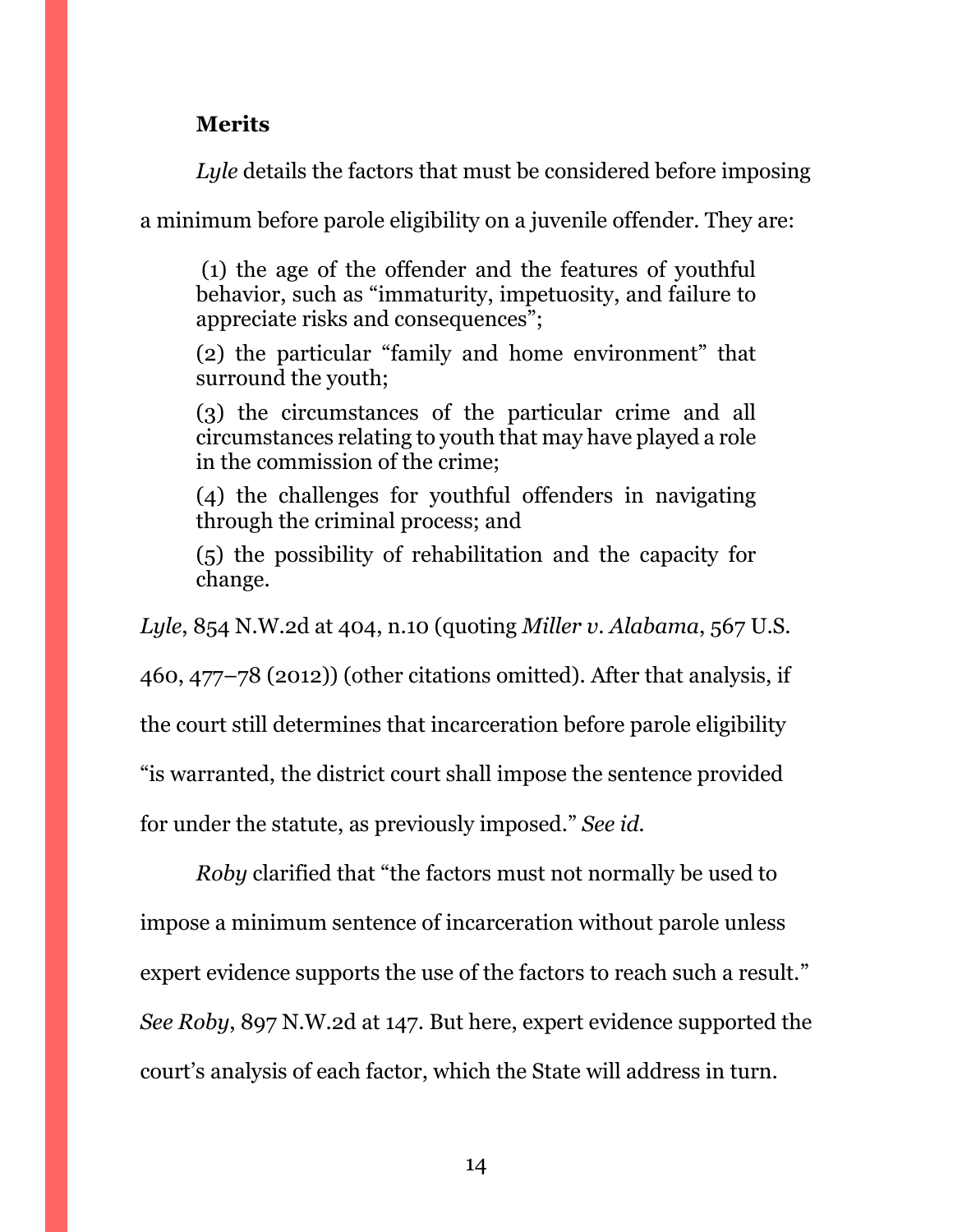**Merits**

*Lyle* details the factors that must be considered before imposing a minimum before parole eligibility on a juvenile offender. They are:

> (1) the age of the offender and the features of youthful behavior, such as "immaturity, impetuosity, and failure to appreciate risks and consequences";
>
> (2) the particular "family and home environment" that surround the youth;
>
> (3) the circumstances of the particular crime and all circumstances relating to youth that may have played a role in the commission of the crime;
>
> (4) the challenges for youthful offenders in navigating through the criminal process; and
>
> (5) the possibility of rehabilitation and the capacity for change.

*Lyle*, 854 N.W.2d at 404, n.10 (quoting *Miller v. Alabama*, 567 U.S. 460, 477–78 (2012)) (other citations omitted). After that analysis, if the court still determines that incarceration before parole eligibility "is warranted, the district court shall impose the sentence provided for under the statute, as previously imposed." *See id.*

*Roby* clarified that "the factors must not normally be used to impose a minimum sentence of incarceration without parole unless expert evidence supports the use of the factors to reach such a result." *See Roby*, 897 N.W.2d at 147. But here, expert evidence supported the court's analysis of each factor, which the State will address in turn.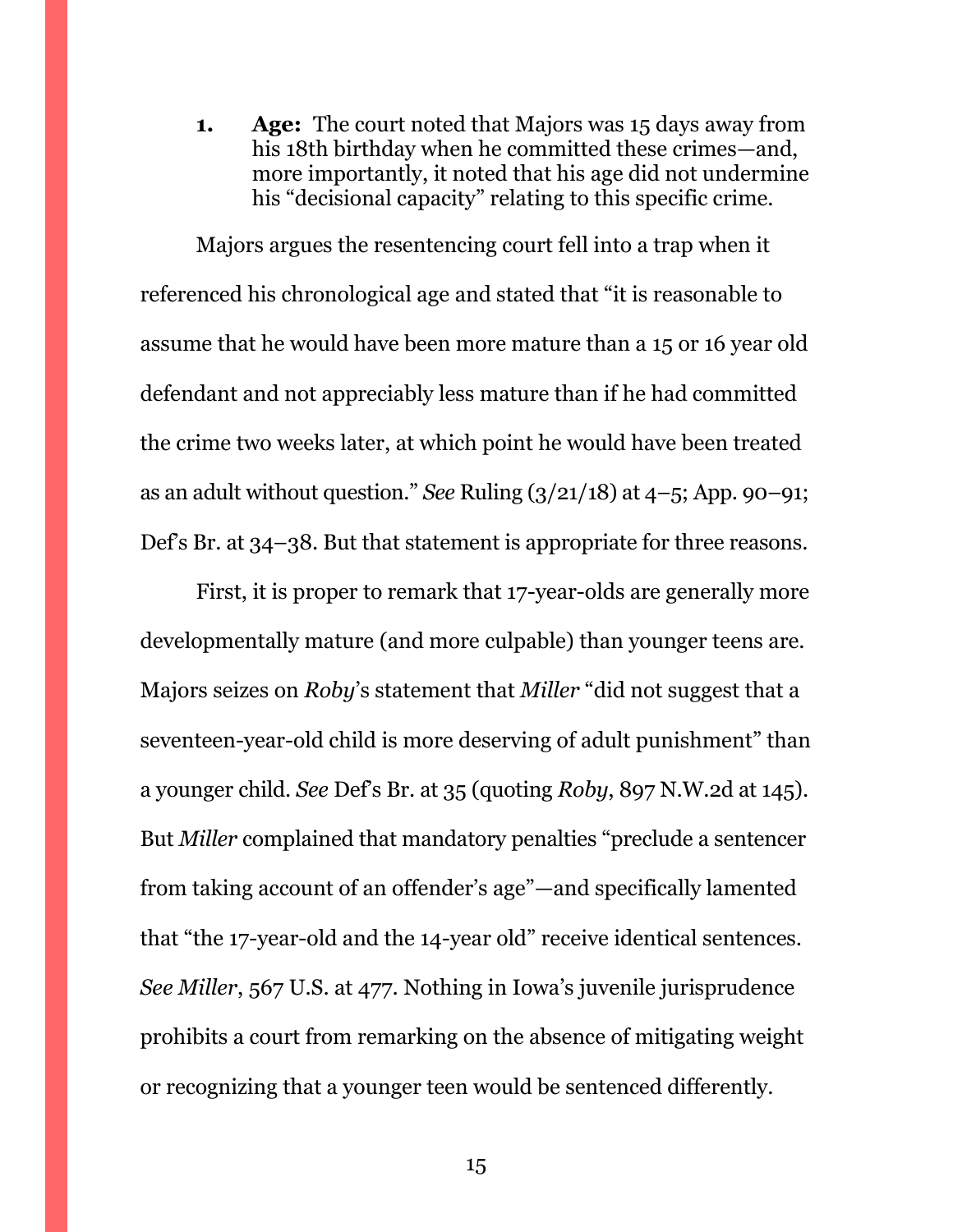1. **Age:** The court noted that Majors was 15 days away from his 18th birthday when he committed these crimes—and, more importantly, it noted that his age did not undermine his "decisional capacity" relating to this specific crime.

Majors argues the resentencing court fell into a trap when it referenced his chronological age and stated that "it is reasonable to assume that he would have been more mature than a 15 or 16 year old defendant and not appreciably less mature than if he had committed the crime two weeks later, at which point he would have been treated as an adult without question." *See* Ruling (3/21/18) at 4–5; App. 90–91; Def's Br. at 34–38. But that statement is appropriate for three reasons.

First, it is proper to remark that 17-year-olds are generally more developmentally mature (and more culpable) than younger teens are. Majors seizes on *Roby*'s statement that *Miller* "did not suggest that a seventeen-year-old child is more deserving of adult punishment" than a younger child. *See* Def's Br. at 35 (quoting *Roby*, 897 N.W.2d at 145). But *Miller* complained that mandatory penalties "preclude a sentencer from taking account of an offender's age"—and specifically lamented that "the 17-year-old and the 14-year old" receive identical sentences. *See Miller*, 567 U.S. at 477. Nothing in Iowa's juvenile jurisprudence prohibits a court from remarking on the absence of mitigating weight or recognizing that a younger teen would be sentenced differently.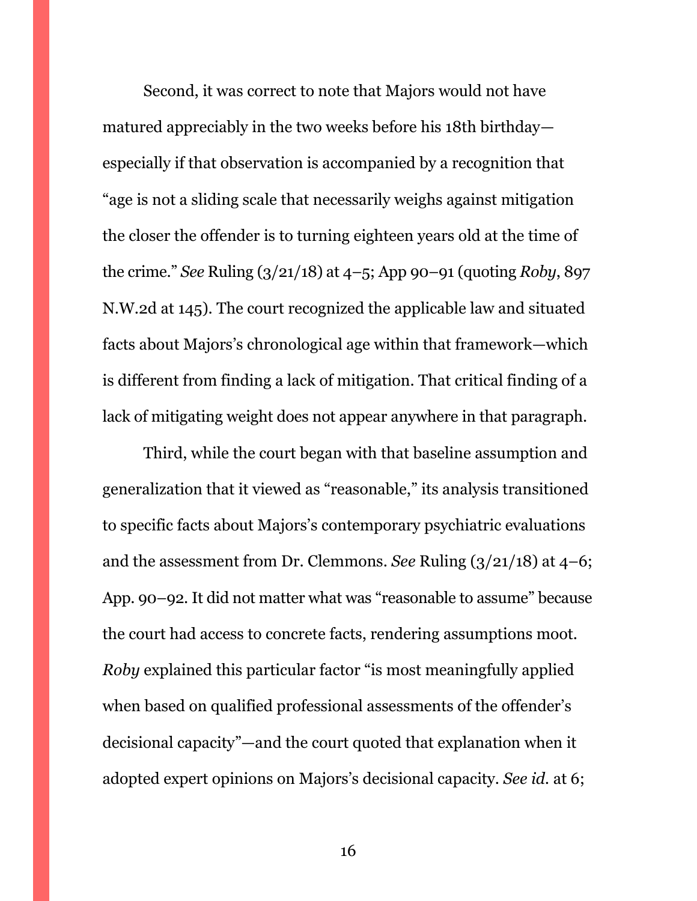Second, it was correct to note that Majors would not have matured appreciably in the two weeks before his 18th birthday—especially if that observation is accompanied by a recognition that "age is not a sliding scale that necessarily weighs against mitigation the closer the offender is to turning eighteen years old at the time of the crime." *See* Ruling (3/21/18) at 4–5; App 90–91 (quoting *Roby*, 897 N.W.2d at 145). The court recognized the applicable law and situated facts about Majors's chronological age within that framework—which is different from finding a lack of mitigation. That critical finding of a lack of mitigating weight does not appear anywhere in that paragraph.

Third, while the court began with that baseline assumption and generalization that it viewed as "reasonable," its analysis transitioned to specific facts about Majors's contemporary psychiatric evaluations and the assessment from Dr. Clemmons. *See* Ruling (3/21/18) at 4–6; App. 90–92. It did not matter what was "reasonable to assume" because the court had access to concrete facts, rendering assumptions moot. *Roby* explained this particular factor "is most meaningfully applied when based on qualified professional assessments of the offender's decisional capacity"—and the court quoted that explanation when it adopted expert opinions on Majors's decisional capacity. *See id.* at 6;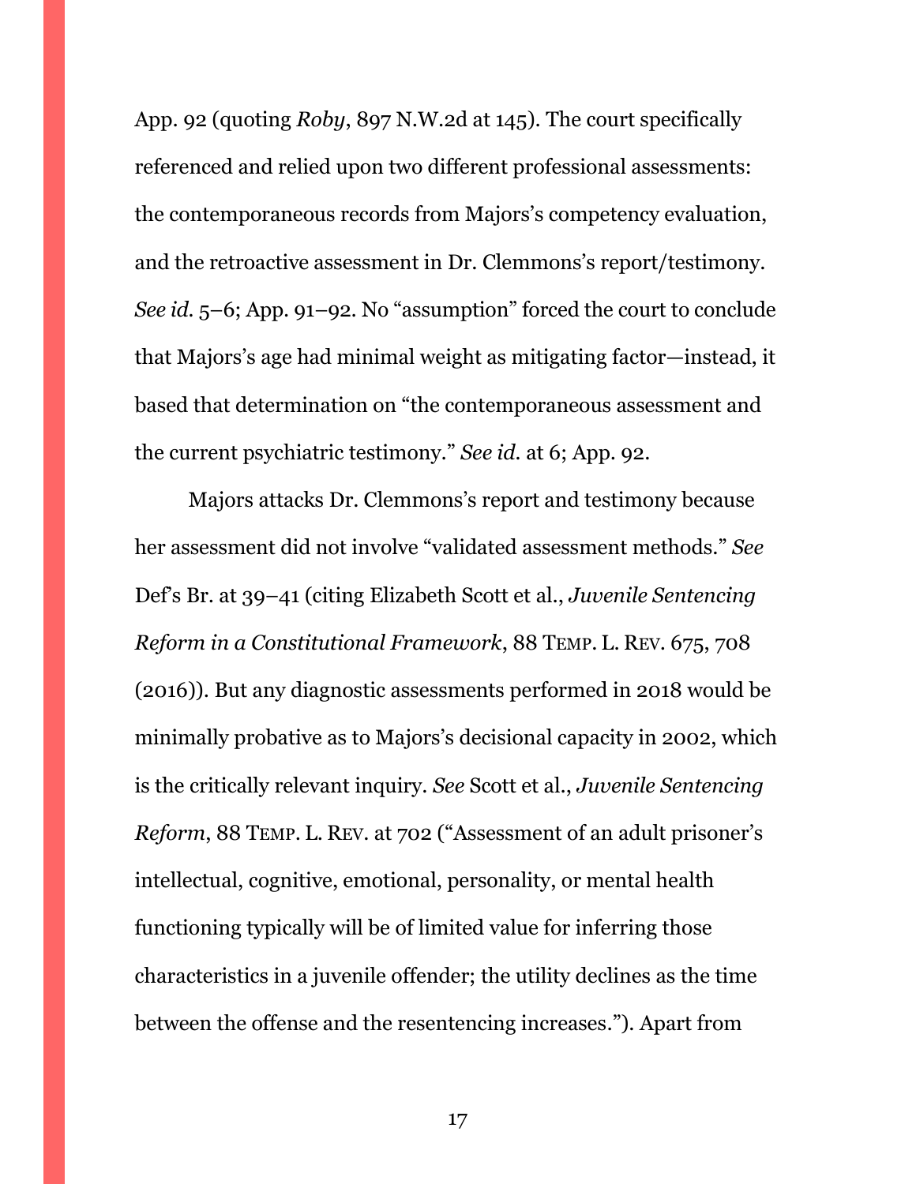App. 92 (quoting *Roby*, 897 N.W.2d at 145). The court specifically referenced and relied upon two different professional assessments: the contemporaneous records from Majors's competency evaluation, and the retroactive assessment in Dr. Clemmons's report/testimony. *See id.* 5–6; App. 91–92. No "assumption" forced the court to conclude that Majors's age had minimal weight as mitigating factor—instead, it based that determination on "the contemporaneous assessment and the current psychiatric testimony." *See id.* at 6; App. 92.

Majors attacks Dr. Clemmons's report and testimony because her assessment did not involve "validated assessment methods." *See* Def's Br. at 39–41 (citing Elizabeth Scott et al., *Juvenile Sentencing Reform in a Constitutional Framework*, 88 TEMP. L. REV. 675, 708 (2016)). But any diagnostic assessments performed in 2018 would be minimally probative as to Majors's decisional capacity in 2002, which is the critically relevant inquiry. *See* Scott et al., *Juvenile Sentencing Reform*, 88 TEMP. L. REV. at 702 ("Assessment of an adult prisoner's intellectual, cognitive, emotional, personality, or mental health functioning typically will be of limited value for inferring those characteristics in a juvenile offender; the utility declines as the time between the offense and the resentencing increases."). Apart from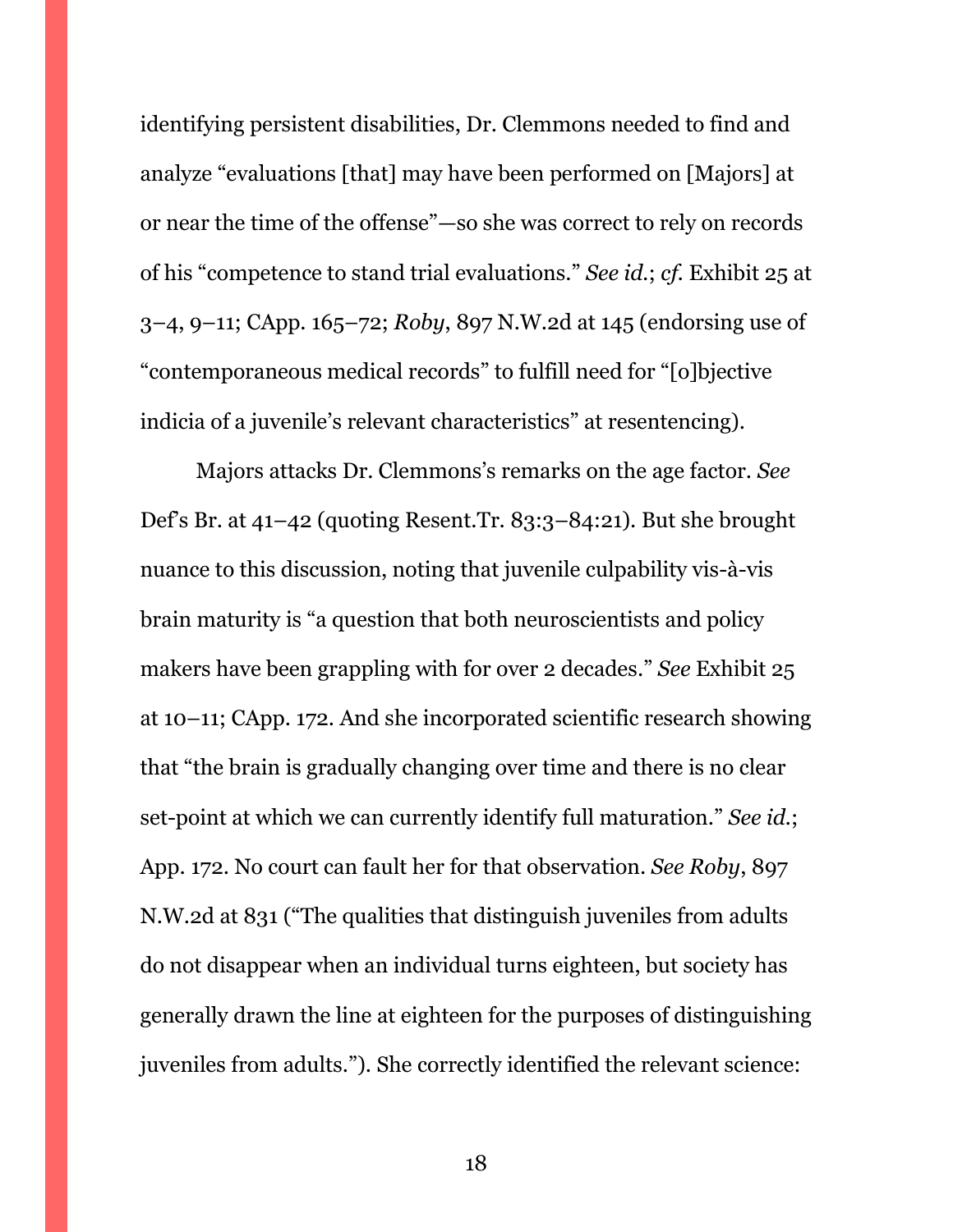identifying persistent disabilities, Dr. Clemmons needed to find and analyze "evaluations [that] may have been performed on [Majors] at or near the time of the offense"—so she was correct to rely on records of his "competence to stand trial evaluations." *See id.*; *cf.* Exhibit 25 at 3–4, 9–11; CApp. 165–72; *Roby*, 897 N.W.2d at 145 (endorsing use of "contemporaneous medical records" to fulfill need for "[o]bjective indicia of a juvenile's relevant characteristics" at resentencing).

Majors attacks Dr. Clemmons's remarks on the age factor. *See* Def's Br. at 41–42 (quoting Resent.Tr. 83:3–84:21). But she brought nuance to this discussion, noting that juvenile culpability vis-à-vis brain maturity is "a question that both neuroscientists and policy makers have been grappling with for over 2 decades." *See* Exhibit 25 at 10–11; CApp. 172. And she incorporated scientific research showing that "the brain is gradually changing over time and there is no clear set-point at which we can currently identify full maturation." *See id.*; App. 172. No court can fault her for that observation. *See Roby*, 897 N.W.2d at 831 ("The qualities that distinguish juveniles from adults do not disappear when an individual turns eighteen, but society has generally drawn the line at eighteen for the purposes of distinguishing juveniles from adults."). She correctly identified the relevant science: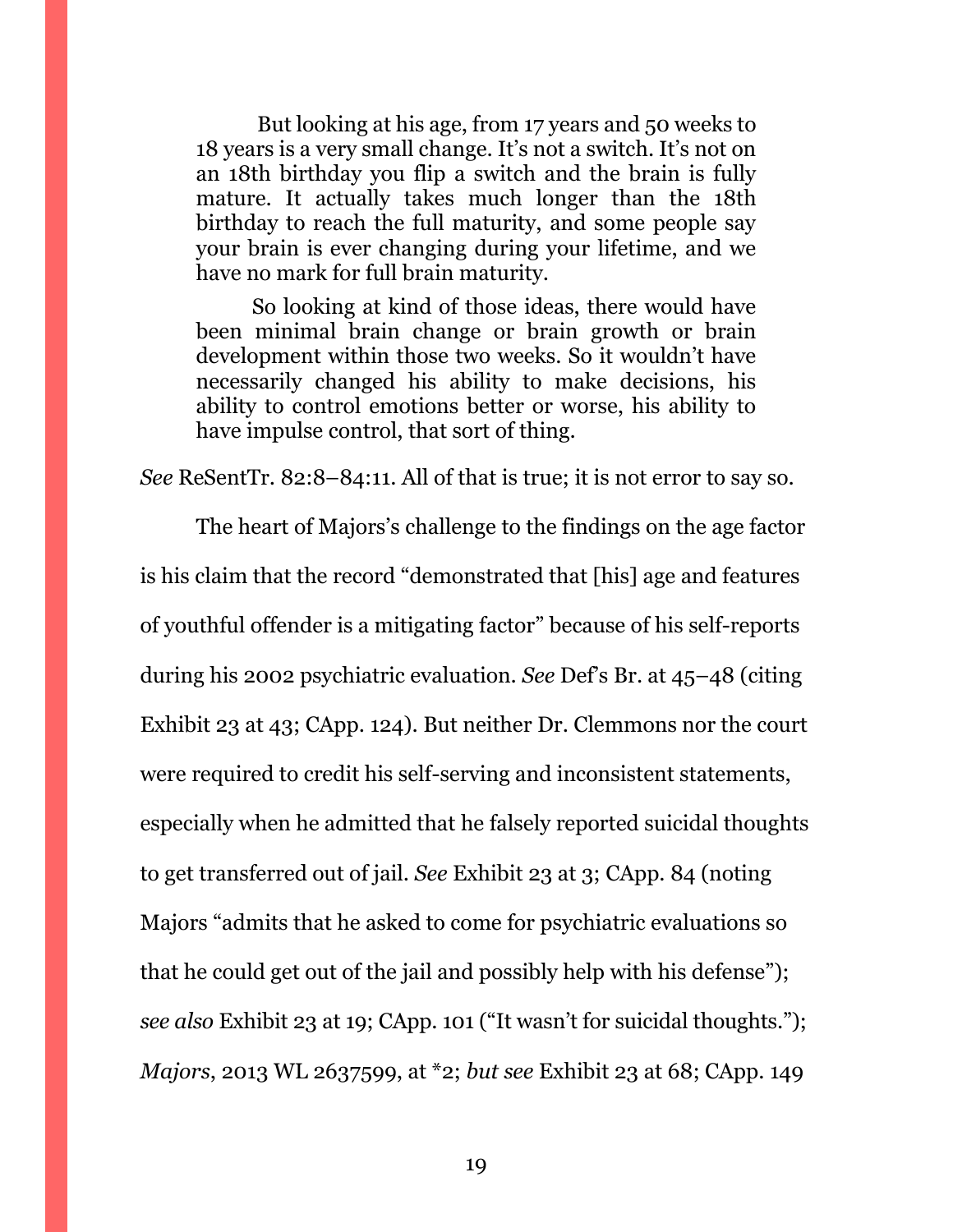> But looking at his age, from 17 years and 50 weeks to 18 years is a very small change. It's not a switch. It's not on an 18th birthday you flip a switch and the brain is fully mature. It actually takes much longer than the 18th birthday to reach the full maturity, and some people say your brain is ever changing during your lifetime, and we have no mark for full brain maturity.
>
> So looking at kind of those ideas, there would have been minimal brain change or brain growth or brain development within those two weeks. So it wouldn't have necessarily changed his ability to make decisions, his ability to control emotions better or worse, his ability to have impulse control, that sort of thing.

*See* ReSentTr. 82:8–84:11. All of that is true; it is not error to say so.

The heart of Majors's challenge to the findings on the age factor is his claim that the record "demonstrated that [his] age and features of youthful offender is a mitigating factor" because of his self-reports during his 2002 psychiatric evaluation. *See* Def's Br. at 45–48 (citing Exhibit 23 at 43; CApp. 124). But neither Dr. Clemmons nor the court were required to credit his self-serving and inconsistent statements, especially when he admitted that he falsely reported suicidal thoughts to get transferred out of jail. *See* Exhibit 23 at 3; CApp. 84 (noting Majors "admits that he asked to come for psychiatric evaluations so that he could get out of the jail and possibly help with his defense"); *see also* Exhibit 23 at 19; CApp. 101 ("It wasn't for suicidal thoughts."); *Majors*, 2013 WL 2637599, at \*2; *but see* Exhibit 23 at 68; CApp. 149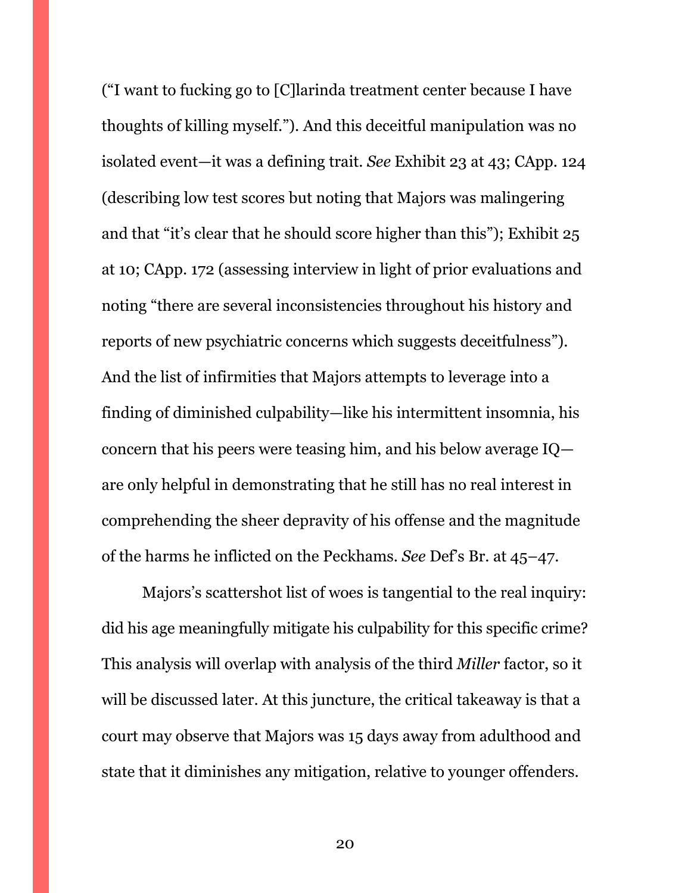("I want to fucking go to [C]larinda treatment center because I have thoughts of killing myself."). And this deceitful manipulation was no isolated event—it was a defining trait. *See* Exhibit 23 at 43; CApp. 124 (describing low test scores but noting that Majors was malingering and that "it's clear that he should score higher than this"); Exhibit 25 at 10; CApp. 172 (assessing interview in light of prior evaluations and noting "there are several inconsistencies throughout his history and reports of new psychiatric concerns which suggests deceitfulness"). And the list of infirmities that Majors attempts to leverage into a finding of diminished culpability—like his intermittent insomnia, his concern that his peers were teasing him, and his below average IQ—are only helpful in demonstrating that he still has no real interest in comprehending the sheer depravity of his offense and the magnitude of the harms he inflicted on the Peckhams. *See* Def's Br. at 45–47.

Majors's scattershot list of woes is tangential to the real inquiry: did his age meaningfully mitigate his culpability for this specific crime? This analysis will overlap with analysis of the third *Miller* factor, so it will be discussed later. At this juncture, the critical takeaway is that a court may observe that Majors was 15 days away from adulthood and state that it diminishes any mitigation, relative to younger offenders.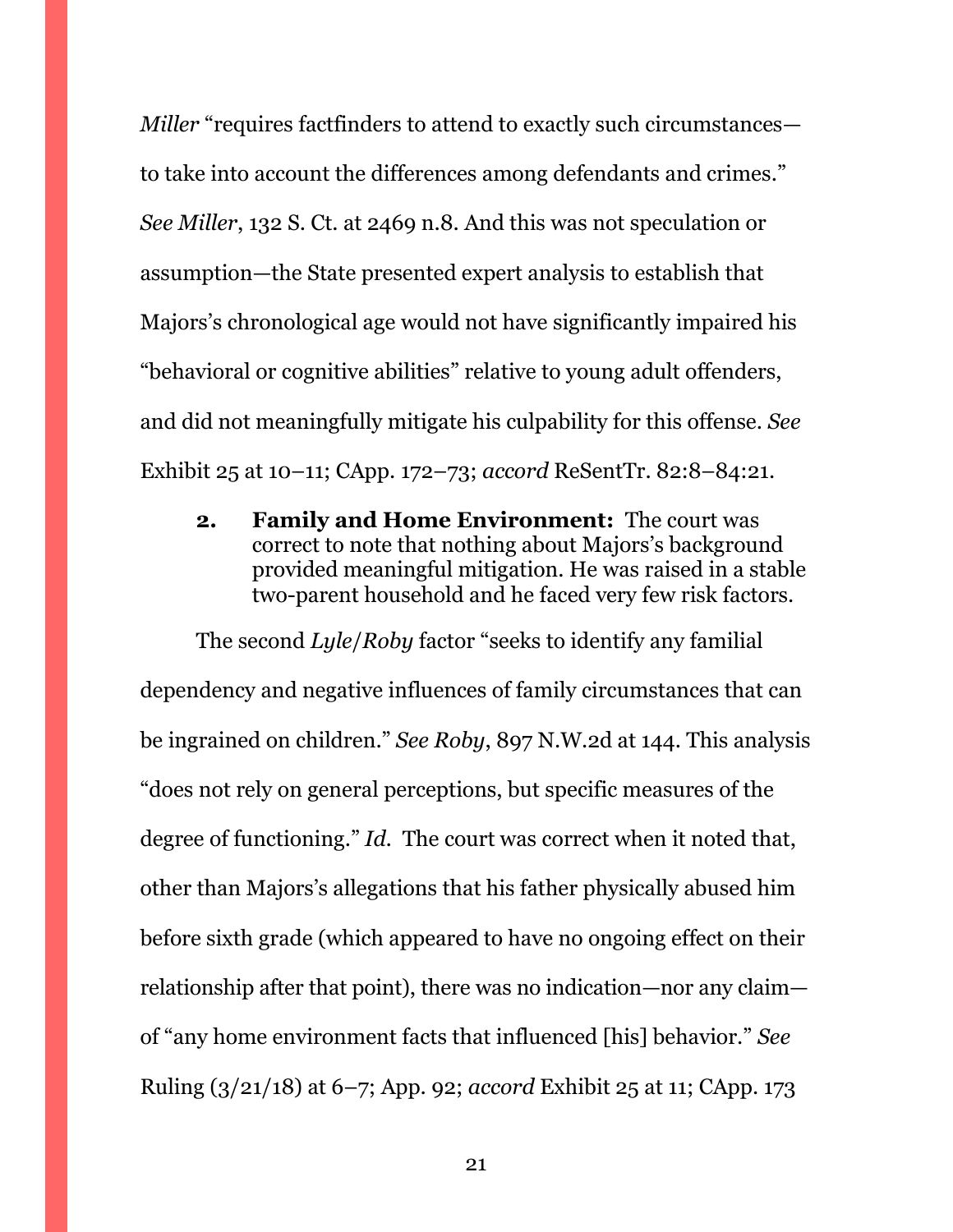*Miller* "requires factfinders to attend to exactly such circumstances—to take into account the differences among defendants and crimes." *See Miller*, 132 S. Ct. at 2469 n.8. And this was not speculation or assumption—the State presented expert analysis to establish that Majors's chronological age would not have significantly impaired his "behavioral or cognitive abilities" relative to young adult offenders, and did not meaningfully mitigate his culpability for this offense. *See* Exhibit 25 at 10–11; CApp. 172–73; *accord* ReSentTr. 82:8–84:21.

> **2. Family and Home Environment:** The court was correct to note that nothing about Majors's background provided meaningful mitigation. He was raised in a stable two-parent household and he faced very few risk factors.

The second *Lyle*/*Roby* factor "seeks to identify any familial dependency and negative influences of family circumstances that can be ingrained on children." *See Roby*, 897 N.W.2d at 144. This analysis "does not rely on general perceptions, but specific measures of the degree of functioning." *Id.* The court was correct when it noted that, other than Majors's allegations that his father physically abused him before sixth grade (which appeared to have no ongoing effect on their relationship after that point), there was no indication—nor any claim—of "any home environment facts that influenced [his] behavior." *See* Ruling (3/21/18) at 6–7; App. 92; *accord* Exhibit 25 at 11; CApp. 173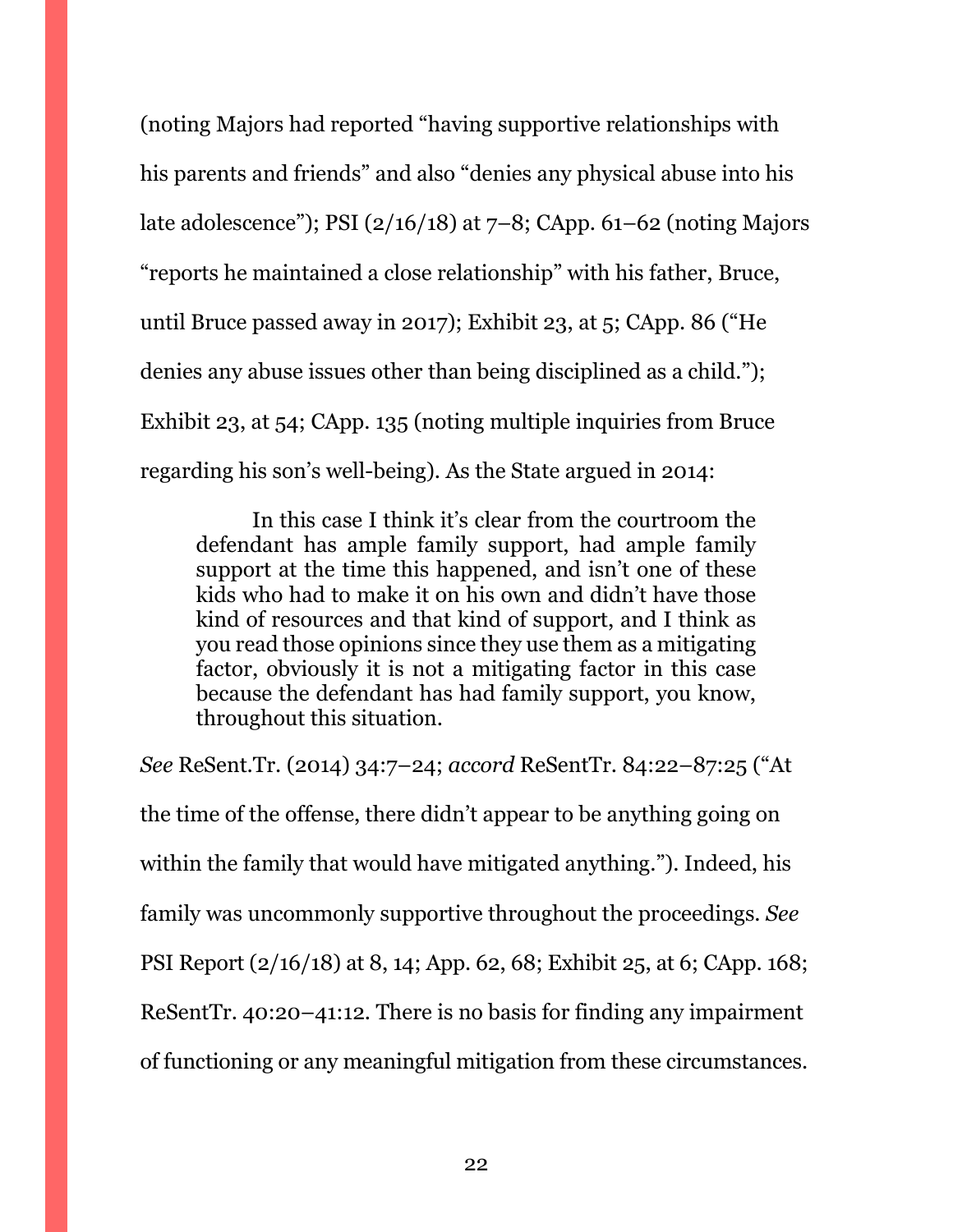(noting Majors had reported "having supportive relationships with his parents and friends" and also "denies any physical abuse into his late adolescence"); PSI (2/16/18) at 7–8; CApp. 61–62 (noting Majors "reports he maintained a close relationship" with his father, Bruce, until Bruce passed away in 2017); Exhibit 23, at 5; CApp. 86 ("He denies any abuse issues other than being disciplined as a child."); Exhibit 23, at 54; CApp. 135 (noting multiple inquiries from Bruce regarding his son's well-being). As the State argued in 2014:

> In this case I think it's clear from the courtroom the defendant has ample family support, had ample family support at the time this happened, and isn't one of these kids who had to make it on his own and didn't have those kind of resources and that kind of support, and I think as you read those opinions since they use them as a mitigating factor, obviously it is not a mitigating factor in this case because the defendant has had family support, you know, throughout this situation.

*See* ReSent.Tr. (2014) 34:7–24; *accord* ReSentTr. 84:22–87:25 ("At the time of the offense, there didn't appear to be anything going on within the family that would have mitigated anything."). Indeed, his family was uncommonly supportive throughout the proceedings. *See* PSI Report (2/16/18) at 8, 14; App. 62, 68; Exhibit 25, at 6; CApp. 168; ReSentTr. 40:20–41:12. There is no basis for finding any impairment of functioning or any meaningful mitigation from these circumstances.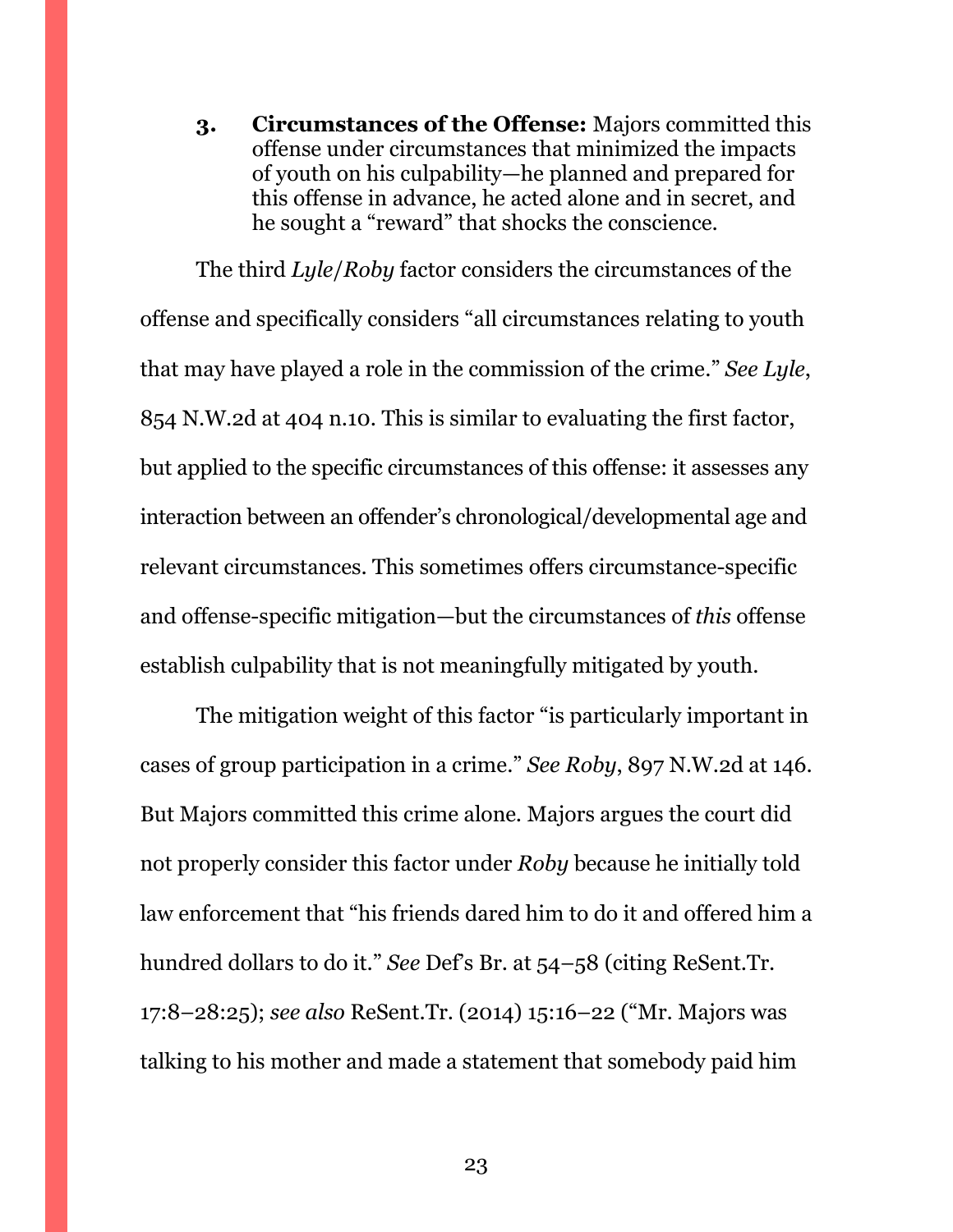3. **Circumstances of the Offense:** Majors committed this offense under circumstances that minimized the impacts of youth on his culpability—he planned and prepared for this offense in advance, he acted alone and in secret, and he sought a "reward" that shocks the conscience.

The third *Lyle*/*Roby* factor considers the circumstances of the offense and specifically considers "all circumstances relating to youth that may have played a role in the commission of the crime." *See Lyle*, 854 N.W.2d at 404 n.10. This is similar to evaluating the first factor, but applied to the specific circumstances of this offense: it assesses any interaction between an offender's chronological/developmental age and relevant circumstances. This sometimes offers circumstance-specific and offense-specific mitigation—but the circumstances of *this* offense establish culpability that is not meaningfully mitigated by youth.

The mitigation weight of this factor "is particularly important in cases of group participation in a crime." *See Roby*, 897 N.W.2d at 146. But Majors committed this crime alone. Majors argues the court did not properly consider this factor under *Roby* because he initially told law enforcement that "his friends dared him to do it and offered him a hundred dollars to do it." *See* Def's Br. at 54–58 (citing ReSent.Tr. 17:8–28:25); *see also* ReSent.Tr. (2014) 15:16–22 ("Mr. Majors was talking to his mother and made a statement that somebody paid him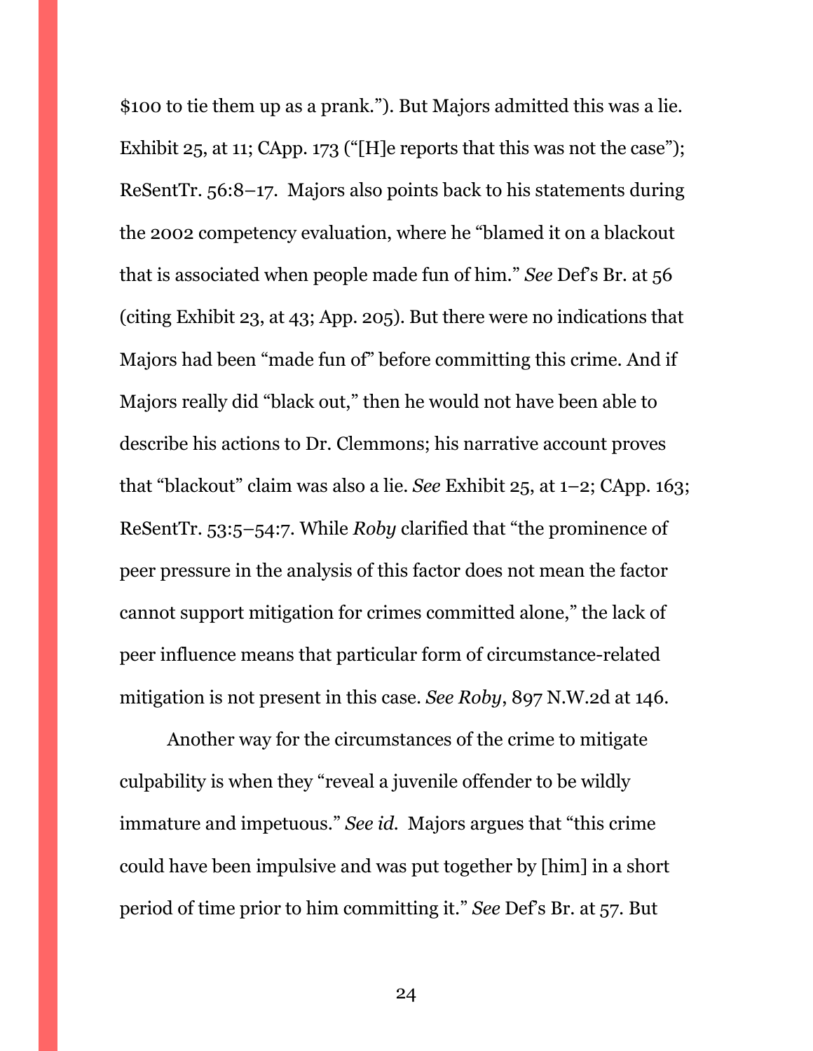$100 to tie them up as a prank."). But Majors admitted this was a lie. Exhibit 25, at 11; CApp. 173 ("[H]e reports that this was not the case"); ReSentTr. 56:8–17. Majors also points back to his statements during the 2002 competency evaluation, where he "blamed it on a blackout that is associated when people made fun of him." *See* Def's Br. at 56 (citing Exhibit 23, at 43; App. 205). But there were no indications that Majors had been "made fun of" before committing this crime. And if Majors really did "black out," then he would not have been able to describe his actions to Dr. Clemmons; his narrative account proves that "blackout" claim was also a lie. *See* Exhibit 25, at 1–2; CApp. 163; ReSentTr. 53:5–54:7. While *Roby* clarified that "the prominence of peer pressure in the analysis of this factor does not mean the factor cannot support mitigation for crimes committed alone," the lack of peer influence means that particular form of circumstance-related mitigation is not present in this case. *See Roby*, 897 N.W.2d at 146.

Another way for the circumstances of the crime to mitigate culpability is when they "reveal a juvenile offender to be wildly immature and impetuous." *See id.* Majors argues that "this crime could have been impulsive and was put together by [him] in a short period of time prior to him committing it." *See* Def's Br. at 57. But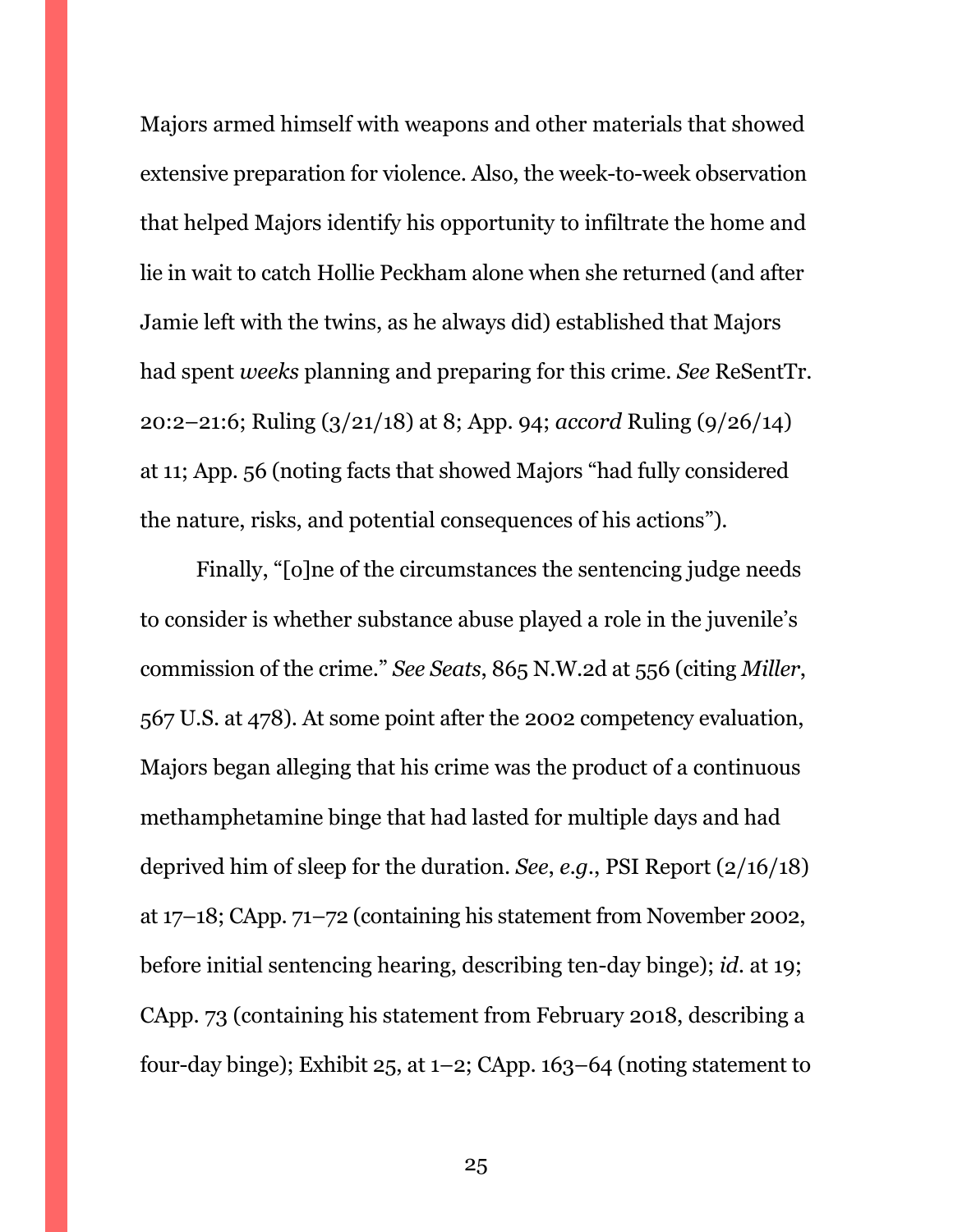Majors armed himself with weapons and other materials that showed extensive preparation for violence. Also, the week-to-week observation that helped Majors identify his opportunity to infiltrate the home and lie in wait to catch Hollie Peckham alone when she returned (and after Jamie left with the twins, as he always did) established that Majors had spent *weeks* planning and preparing for this crime. *See* ReSentTr. 20:2–21:6; Ruling (3/21/18) at 8; App. 94; *accord* Ruling (9/26/14) at 11; App. 56 (noting facts that showed Majors "had fully considered the nature, risks, and potential consequences of his actions").

Finally, "[o]ne of the circumstances the sentencing judge needs to consider is whether substance abuse played a role in the juvenile's commission of the crime." *See Seats*, 865 N.W.2d at 556 (citing *Miller*, 567 U.S. at 478). At some point after the 2002 competency evaluation, Majors began alleging that his crime was the product of a continuous methamphetamine binge that had lasted for multiple days and had deprived him of sleep for the duration. *See*, *e.g.*, PSI Report (2/16/18) at 17–18; CApp. 71–72 (containing his statement from November 2002, before initial sentencing hearing, describing ten-day binge); *id.* at 19; CApp. 73 (containing his statement from February 2018, describing a four-day binge); Exhibit 25, at 1–2; CApp. 163–64 (noting statement to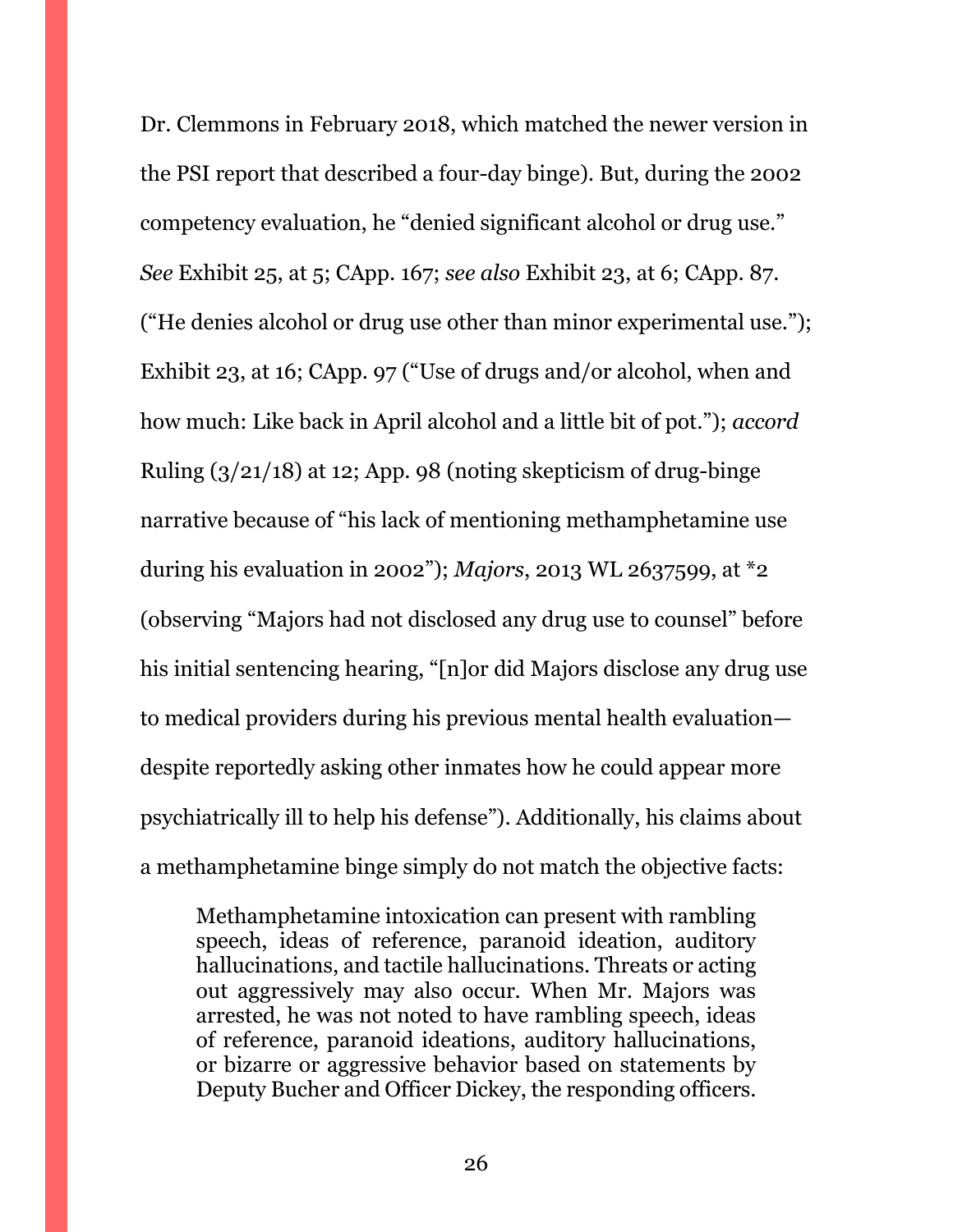Dr. Clemmons in February 2018, which matched the newer version in the PSI report that described a four-day binge). But, during the 2002 competency evaluation, he "denied significant alcohol or drug use." *See* Exhibit 25, at 5; CApp. 167; *see also* Exhibit 23, at 6; CApp. 87. ("He denies alcohol or drug use other than minor experimental use."); Exhibit 23, at 16; CApp. 97 ("Use of drugs and/or alcohol, when and how much: Like back in April alcohol and a little bit of pot."); *accord* Ruling (3/21/18) at 12; App. 98 (noting skepticism of drug-binge narrative because of "his lack of mentioning methamphetamine use during his evaluation in 2002"); *Majors*, 2013 WL 2637599, at *2 (observing "Majors had not disclosed any drug use to counsel" before his initial sentencing hearing, "[n]or did Majors disclose any drug use to medical providers during his previous mental health evaluation—despite reportedly asking other inmates how he could appear more psychiatrically ill to help his defense"). Additionally, his claims about a methamphetamine binge simply do not match the objective facts:

> Methamphetamine intoxication can present with rambling speech, ideas of reference, paranoid ideation, auditory hallucinations, and tactile hallucinations. Threats or acting out aggressively may also occur. When Mr. Majors was arrested, he was not noted to have rambling speech, ideas of reference, paranoid ideations, auditory hallucinations, or bizarre or aggressive behavior based on statements by Deputy Bucher and Officer Dickey, the responding officers.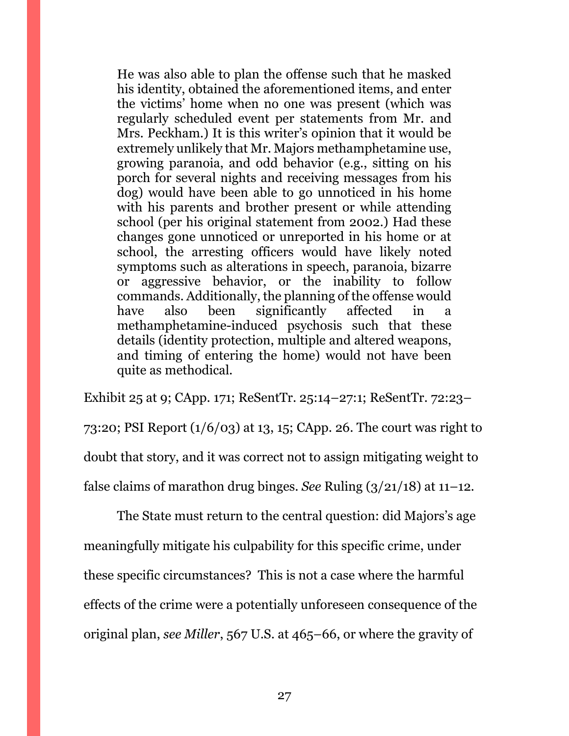> He was also able to plan the offense such that he masked his identity, obtained the aforementioned items, and enter the victims' home when no one was present (which was regularly scheduled event per statements from Mr. and Mrs. Peckham.) It is this writer's opinion that it would be extremely unlikely that Mr. Majors methamphetamine use, growing paranoia, and odd behavior (e.g., sitting on his porch for several nights and receiving messages from his dog) would have been able to go unnoticed in his home with his parents and brother present or while attending school (per his original statement from 2002.) Had these changes gone unnoticed or unreported in his home or at school, the arresting officers would have likely noted symptoms such as alterations in speech, paranoia, bizarre or aggressive behavior, or the inability to follow commands. Additionally, the planning of the offense would have also been significantly affected in a methamphetamine-induced psychosis such that these details (identity protection, multiple and altered weapons, and timing of entering the home) would not have been quite as methodical.

Exhibit 25 at 9; CApp. 171; ReSentTr. 25:14–27:1; ReSentTr. 72:23–73:20; PSI Report (1/6/03) at 13, 15; CApp. 26. The court was right to doubt that story, and it was correct not to assign mitigating weight to false claims of marathon drug binges. *See* Ruling (3/21/18) at 11–12.

The State must return to the central question: did Majors's age meaningfully mitigate his culpability for this specific crime, under these specific circumstances? This is not a case where the harmful effects of the crime were a potentially unforeseen consequence of the original plan, *see Miller*, 567 U.S. at 465–66, or where the gravity of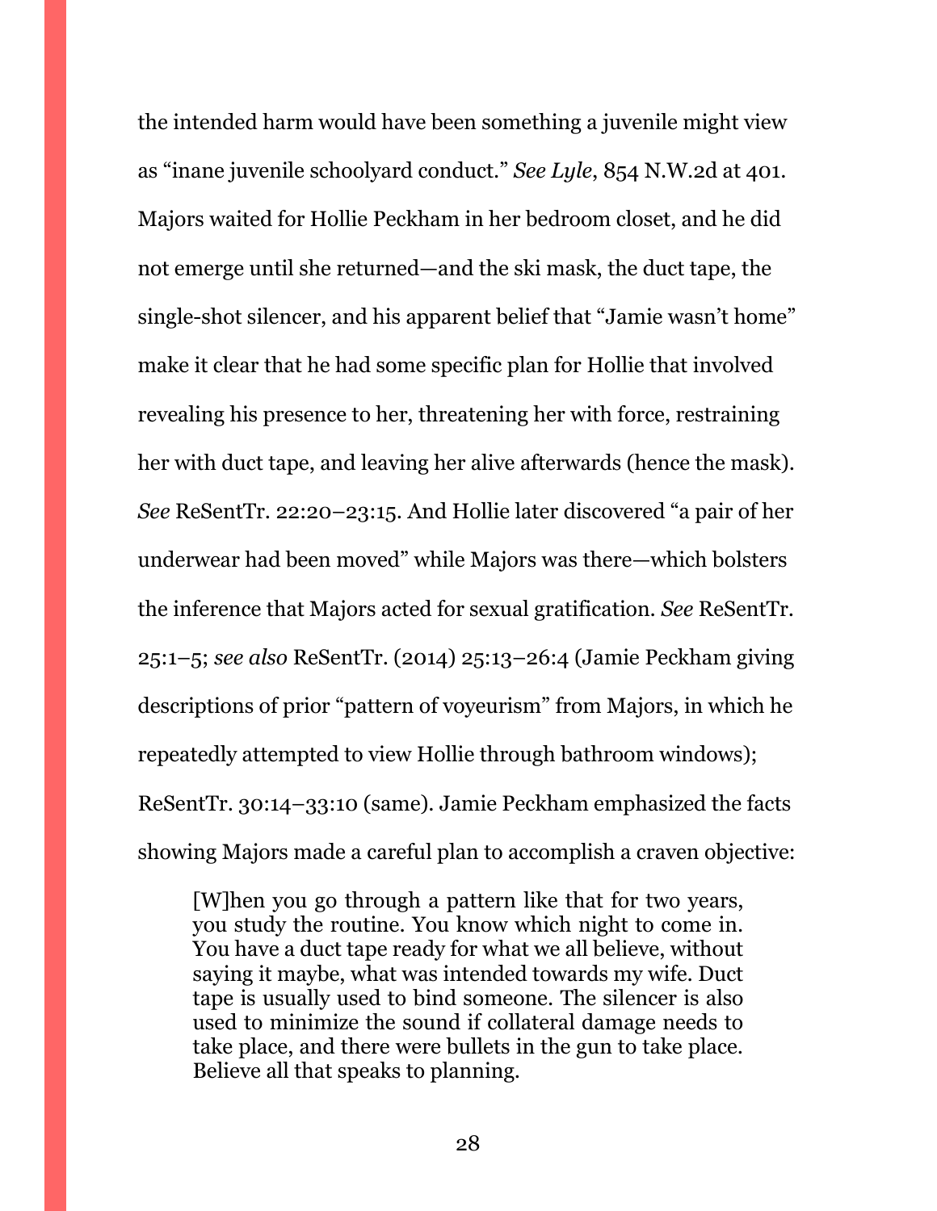the intended harm would have been something a juvenile might view as "inane juvenile schoolyard conduct." *See Lyle*, 854 N.W.2d at 401. Majors waited for Hollie Peckham in her bedroom closet, and he did not emerge until she returned—and the ski mask, the duct tape, the single-shot silencer, and his apparent belief that "Jamie wasn't home" make it clear that he had some specific plan for Hollie that involved revealing his presence to her, threatening her with force, restraining her with duct tape, and leaving her alive afterwards (hence the mask). *See* ReSentTr. 22:20–23:15. And Hollie later discovered "a pair of her underwear had been moved" while Majors was there—which bolsters the inference that Majors acted for sexual gratification. *See* ReSentTr. 25:1–5; *see also* ReSentTr. (2014) 25:13–26:4 (Jamie Peckham giving descriptions of prior "pattern of voyeurism" from Majors, in which he repeatedly attempted to view Hollie through bathroom windows); ReSentTr. 30:14–33:10 (same). Jamie Peckham emphasized the facts showing Majors made a careful plan to accomplish a craven objective:

> [W]hen you go through a pattern like that for two years, you study the routine. You know which night to come in. You have a duct tape ready for what we all believe, without saying it maybe, what was intended towards my wife. Duct tape is usually used to bind someone. The silencer is also used to minimize the sound if collateral damage needs to take place, and there were bullets in the gun to take place. Believe all that speaks to planning.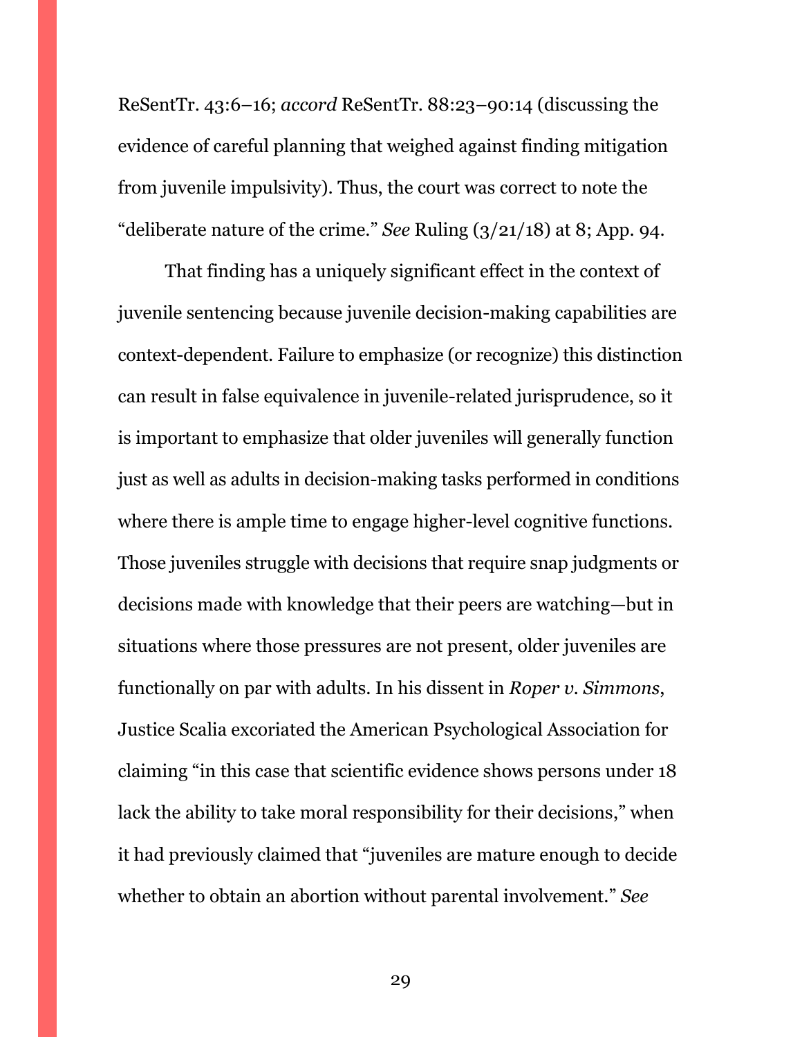ReSentTr. 43:6–16; *accord* ReSentTr. 88:23–90:14 (discussing the evidence of careful planning that weighed against finding mitigation from juvenile impulsivity). Thus, the court was correct to note the "deliberate nature of the crime." *See* Ruling (3/21/18) at 8; App. 94.

That finding has a uniquely significant effect in the context of juvenile sentencing because juvenile decision-making capabilities are context-dependent. Failure to emphasize (or recognize) this distinction can result in false equivalence in juvenile-related jurisprudence, so it is important to emphasize that older juveniles will generally function just as well as adults in decision-making tasks performed in conditions where there is ample time to engage higher-level cognitive functions. Those juveniles struggle with decisions that require snap judgments or decisions made with knowledge that their peers are watching—but in situations where those pressures are not present, older juveniles are functionally on par with adults. In his dissent in *Roper v. Simmons*, Justice Scalia excoriated the American Psychological Association for claiming "in this case that scientific evidence shows persons under 18 lack the ability to take moral responsibility for their decisions," when it had previously claimed that "juveniles are mature enough to decide whether to obtain an abortion without parental involvement." *See*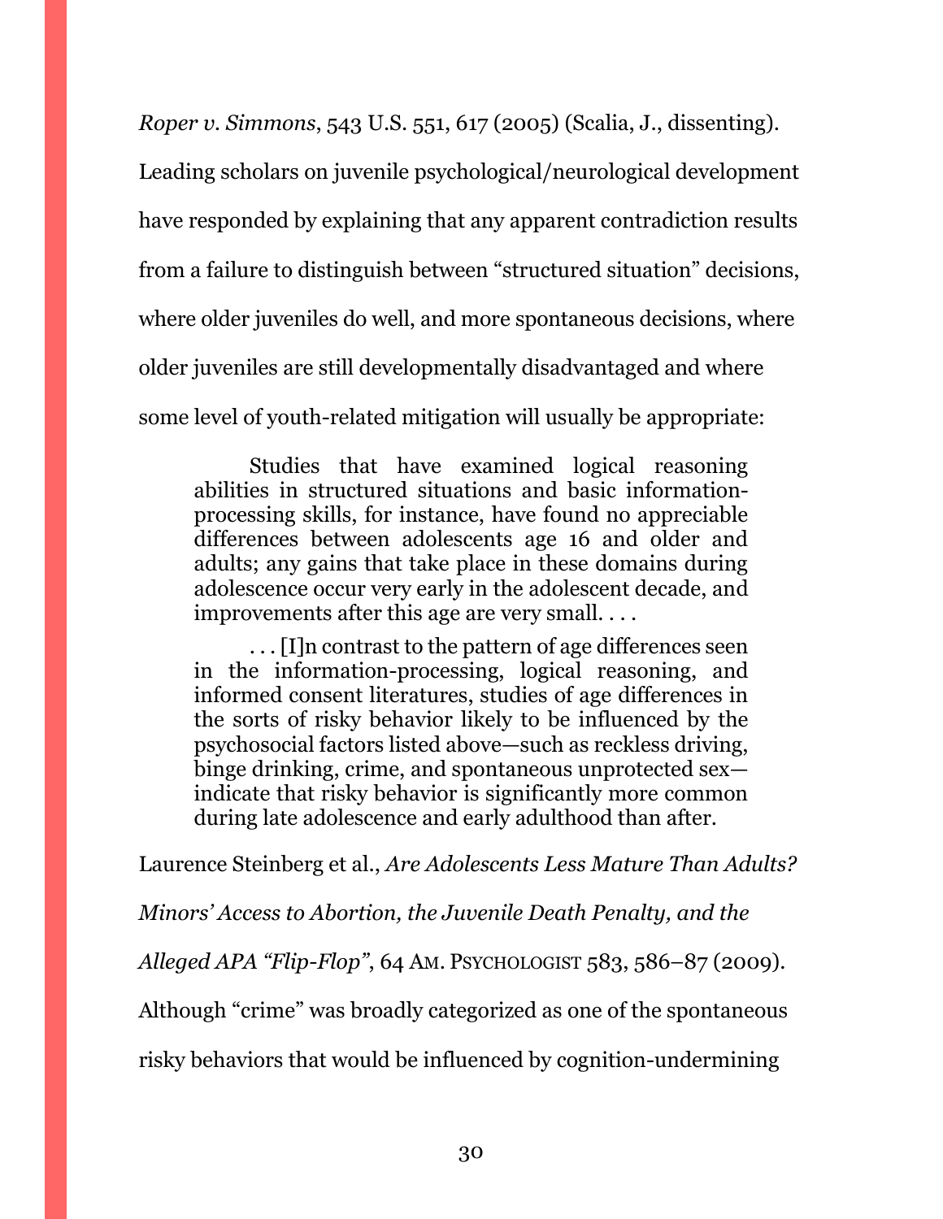*Roper v. Simmons*, 543 U.S. 551, 617 (2005) (Scalia, J., dissenting). Leading scholars on juvenile psychological/neurological development have responded by explaining that any apparent contradiction results from a failure to distinguish between "structured situation" decisions, where older juveniles do well, and more spontaneous decisions, where older juveniles are still developmentally disadvantaged and where some level of youth-related mitigation will usually be appropriate:

> Studies that have examined logical reasoning abilities in structured situations and basic information-processing skills, for instance, have found no appreciable differences between adolescents age 16 and older and adults; any gains that take place in these domains during adolescence occur very early in the adolescent decade, and improvements after this age are very small. . . .
>
> . . . [I]n contrast to the pattern of age differences seen in the information-processing, logical reasoning, and informed consent literatures, studies of age differences in the sorts of risky behavior likely to be influenced by the psychosocial factors listed above—such as reckless driving, binge drinking, crime, and spontaneous unprotected sex—indicate that risky behavior is significantly more common during late adolescence and early adulthood than after.

Laurence Steinberg et al., *Are Adolescents Less Mature Than Adults? Minors' Access to Abortion, the Juvenile Death Penalty, and the Alleged APA "Flip-Flop"*, 64 AM. PSYCHOLOGIST 583, 586–87 (2009). Although "crime" was broadly categorized as one of the spontaneous risky behaviors that would be influenced by cognition-undermining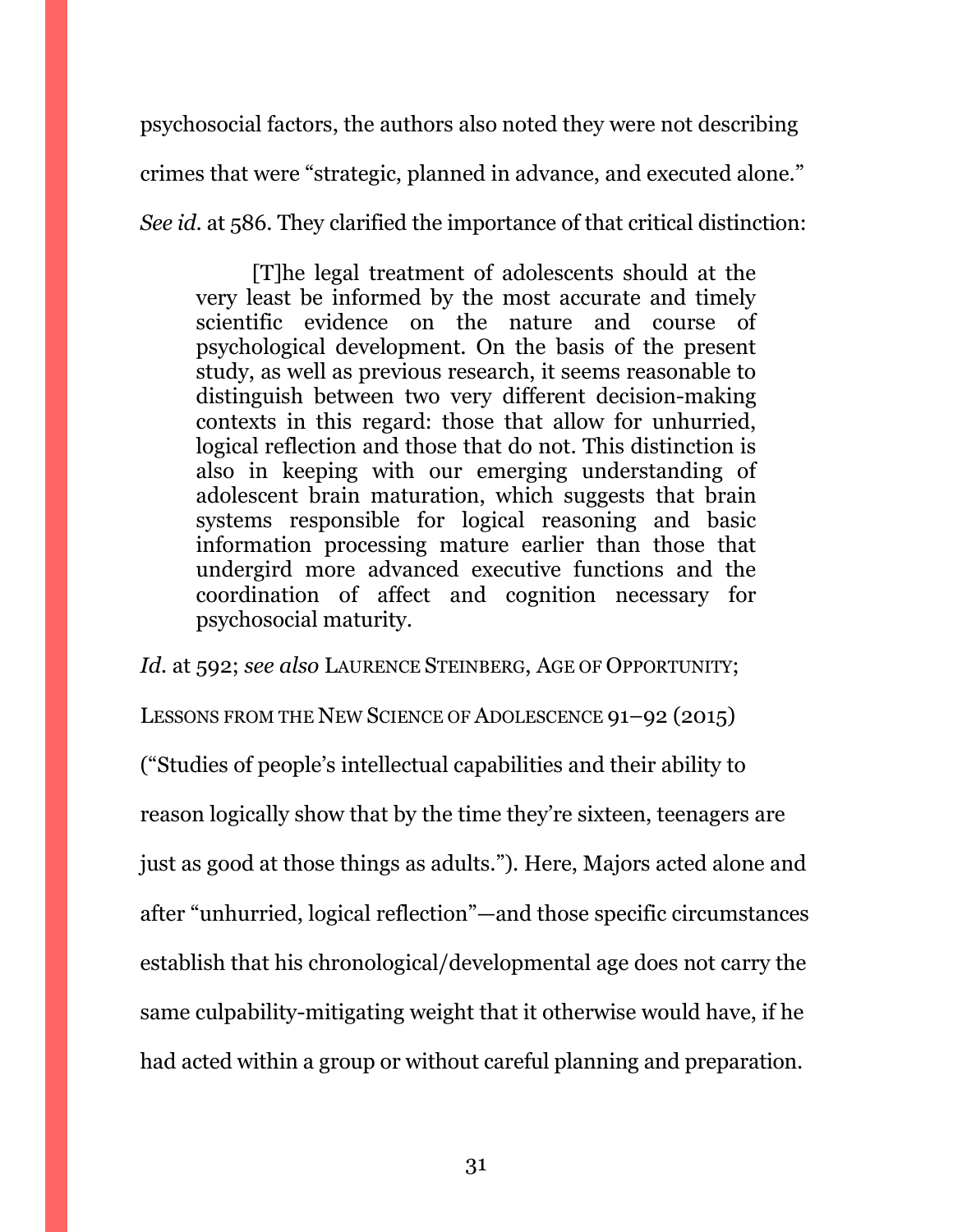psychosocial factors, the authors also noted they were not describing crimes that were "strategic, planned in advance, and executed alone." *See id.* at 586. They clarified the importance of that critical distinction:

> [T]he legal treatment of adolescents should at the very least be informed by the most accurate and timely scientific evidence on the nature and course of psychological development. On the basis of the present study, as well as previous research, it seems reasonable to distinguish between two very different decision-making contexts in this regard: those that allow for unhurried, logical reflection and those that do not. This distinction is also in keeping with our emerging understanding of adolescent brain maturation, which suggests that brain systems responsible for logical reasoning and basic information processing mature earlier than those that undergird more advanced executive functions and the coordination of affect and cognition necessary for psychosocial maturity.

*Id.* at 592; *see also* LAURENCE STEINBERG, AGE OF OPPORTUNITY; LESSONS FROM THE NEW SCIENCE OF ADOLESCENCE 91–92 (2015) ("Studies of people's intellectual capabilities and their ability to reason logically show that by the time they're sixteen, teenagers are just as good at those things as adults."). Here, Majors acted alone and after "unhurried, logical reflection"—and those specific circumstances establish that his chronological/developmental age does not carry the same culpability-mitigating weight that it otherwise would have, if he had acted within a group or without careful planning and preparation.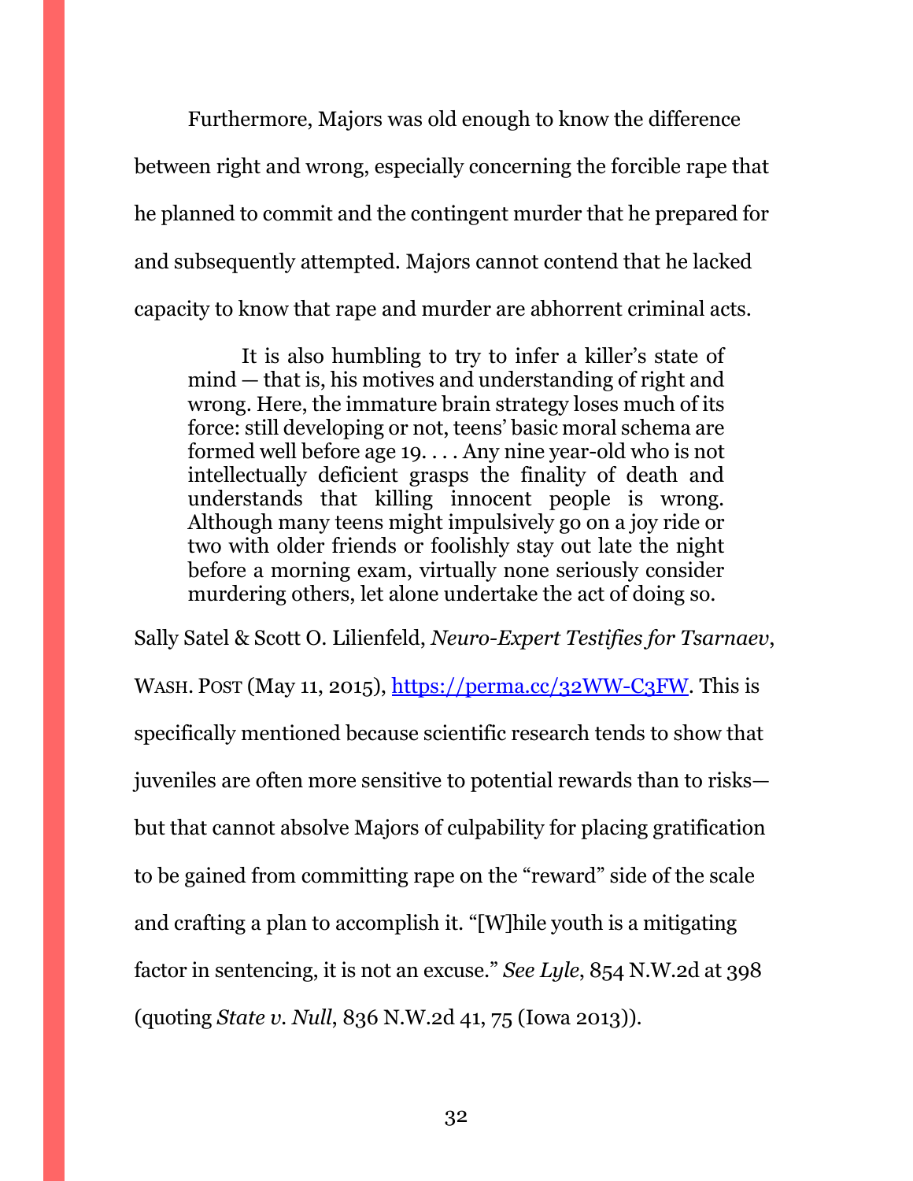Furthermore, Majors was old enough to know the difference between right and wrong, especially concerning the forcible rape that he planned to commit and the contingent murder that he prepared for and subsequently attempted. Majors cannot contend that he lacked capacity to know that rape and murder are abhorrent criminal acts.

> It is also humbling to try to infer a killer's state of mind — that is, his motives and understanding of right and wrong. Here, the immature brain strategy loses much of its force: still developing or not, teens' basic moral schema are formed well before age 19. . . . Any nine year-old who is not intellectually deficient grasps the finality of death and understands that killing innocent people is wrong. Although many teens might impulsively go on a joy ride or two with older friends or foolishly stay out late the night before a morning exam, virtually none seriously consider murdering others, let alone undertake the act of doing so.

Sally Satel & Scott O. Lilienfeld, *Neuro-Expert Testifies for Tsarnaev*, WASH. POST (May 11, 2015), [https://perma.cc/32WW-C3FW](https://perma.cc/32WW-C3FW). This is specifically mentioned because scientific research tends to show that juveniles are often more sensitive to potential rewards than to risks—but that cannot absolve Majors of culpability for placing gratification to be gained from committing rape on the "reward" side of the scale and crafting a plan to accomplish it. "[W]hile youth is a mitigating factor in sentencing, it is not an excuse." *See Lyle*, 854 N.W.2d at 398 (quoting *State v. Null*, 836 N.W.2d 41, 75 (Iowa 2013)).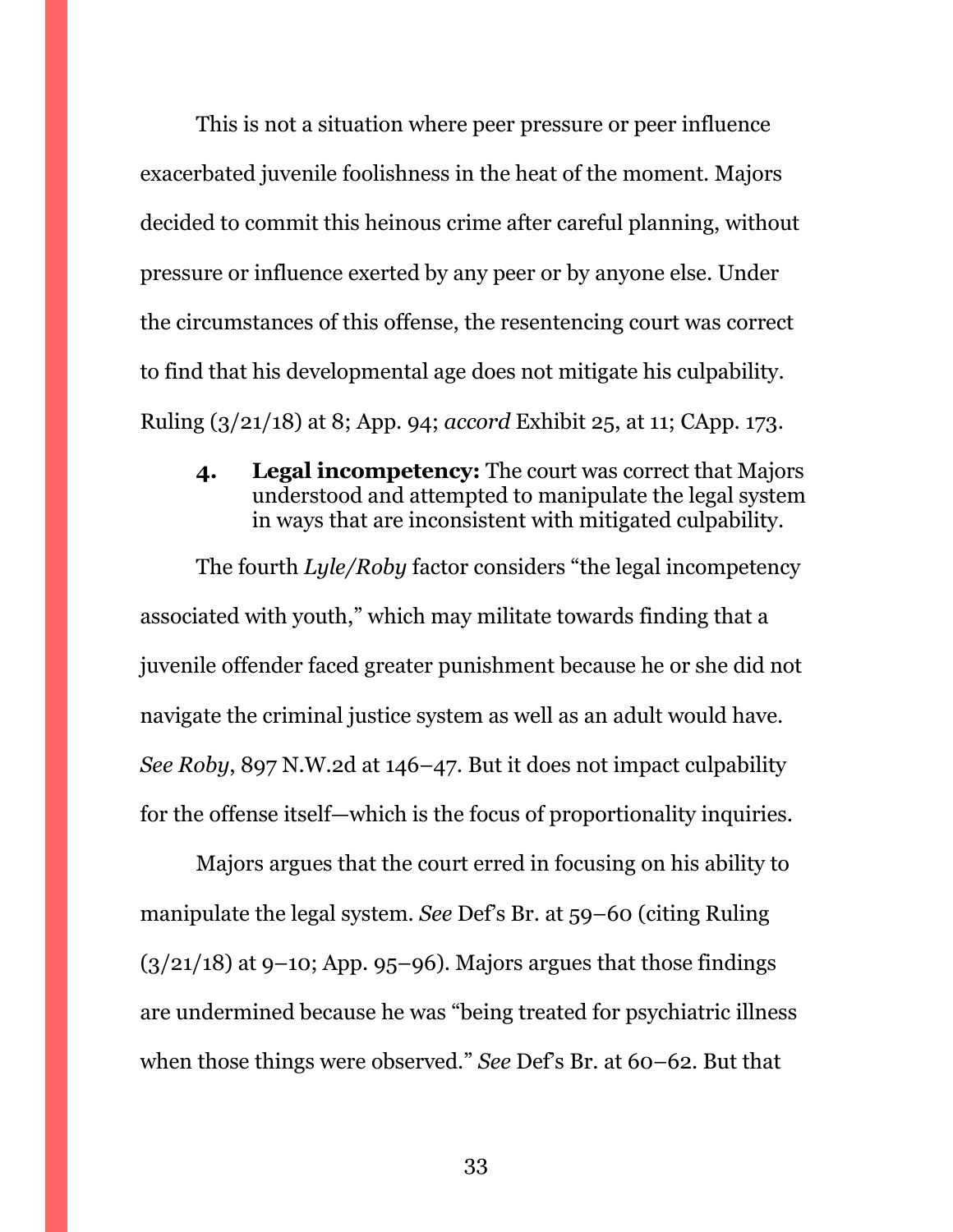This is not a situation where peer pressure or peer influence exacerbated juvenile foolishness in the heat of the moment. Majors decided to commit this heinous crime after careful planning, without pressure or influence exerted by any peer or by anyone else. Under the circumstances of this offense, the resentencing court was correct to find that his developmental age does not mitigate his culpability. Ruling (3/21/18) at 8; App. 94; *accord* Exhibit 25, at 11; CApp. 173.

**4. Legal incompetency:** The court was correct that Majors understood and attempted to manipulate the legal system in ways that are inconsistent with mitigated culpability.

The fourth *Lyle/Roby* factor considers "the legal incompetency associated with youth," which may militate towards finding that a juvenile offender faced greater punishment because he or she did not navigate the criminal justice system as well as an adult would have. *See Roby*, 897 N.W.2d at 146–47. But it does not impact culpability for the offense itself—which is the focus of proportionality inquiries.

Majors argues that the court erred in focusing on his ability to manipulate the legal system. *See* Def's Br. at 59–60 (citing Ruling (3/21/18) at 9–10; App. 95–96). Majors argues that those findings are undermined because he was "being treated for psychiatric illness when those things were observed." *See* Def's Br. at 60–62. But that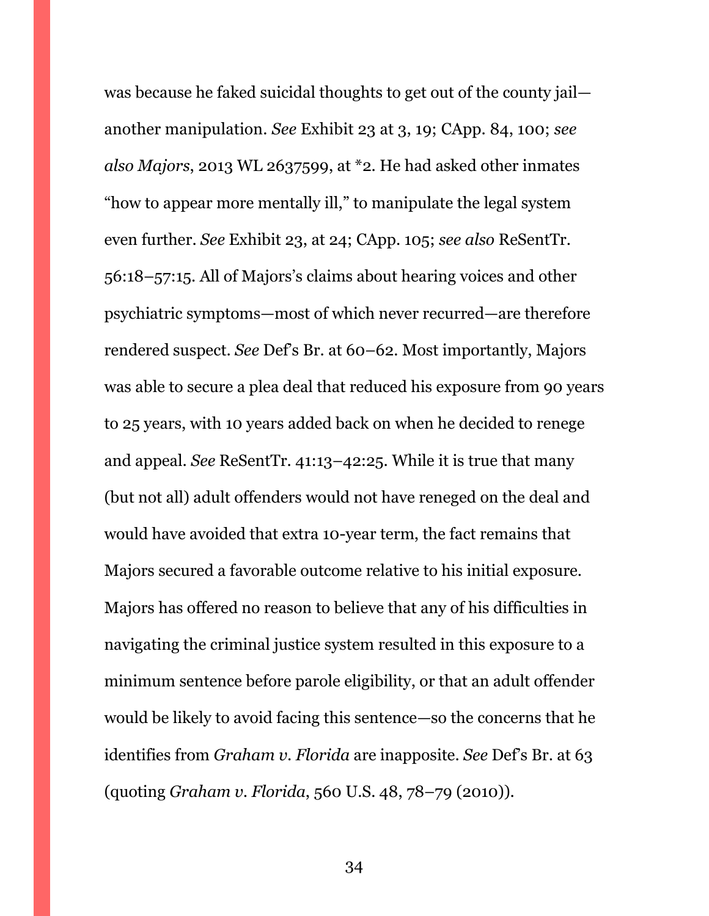was because he faked suicidal thoughts to get out of the county jail—another manipulation. *See* Exhibit 23 at 3, 19; CApp. 84, 100; *see also Majors*, 2013 WL 2637599, at *2. He had asked other inmates "how to appear more mentally ill," to manipulate the legal system even further. *See* Exhibit 23, at 24; CApp. 105; *see also* ReSentTr. 56:18–57:15. All of Majors's claims about hearing voices and other psychiatric symptoms—most of which never recurred—are therefore rendered suspect. *See* Def's Br. at 60–62. Most importantly, Majors was able to secure a plea deal that reduced his exposure from 90 years to 25 years, with 10 years added back on when he decided to renege and appeal. *See* ReSentTr. 41:13–42:25. While it is true that many (but not all) adult offenders would not have reneged on the deal and would have avoided that extra 10-year term, the fact remains that Majors secured a favorable outcome relative to his initial exposure. Majors has offered no reason to believe that any of his difficulties in navigating the criminal justice system resulted in this exposure to a minimum sentence before parole eligibility, or that an adult offender would be likely to avoid facing this sentence—so the concerns that he identifies from *Graham v. Florida* are inapposite. *See* Def's Br. at 63 (quoting *Graham v. Florida*, 560 U.S. 48, 78–79 (2010)).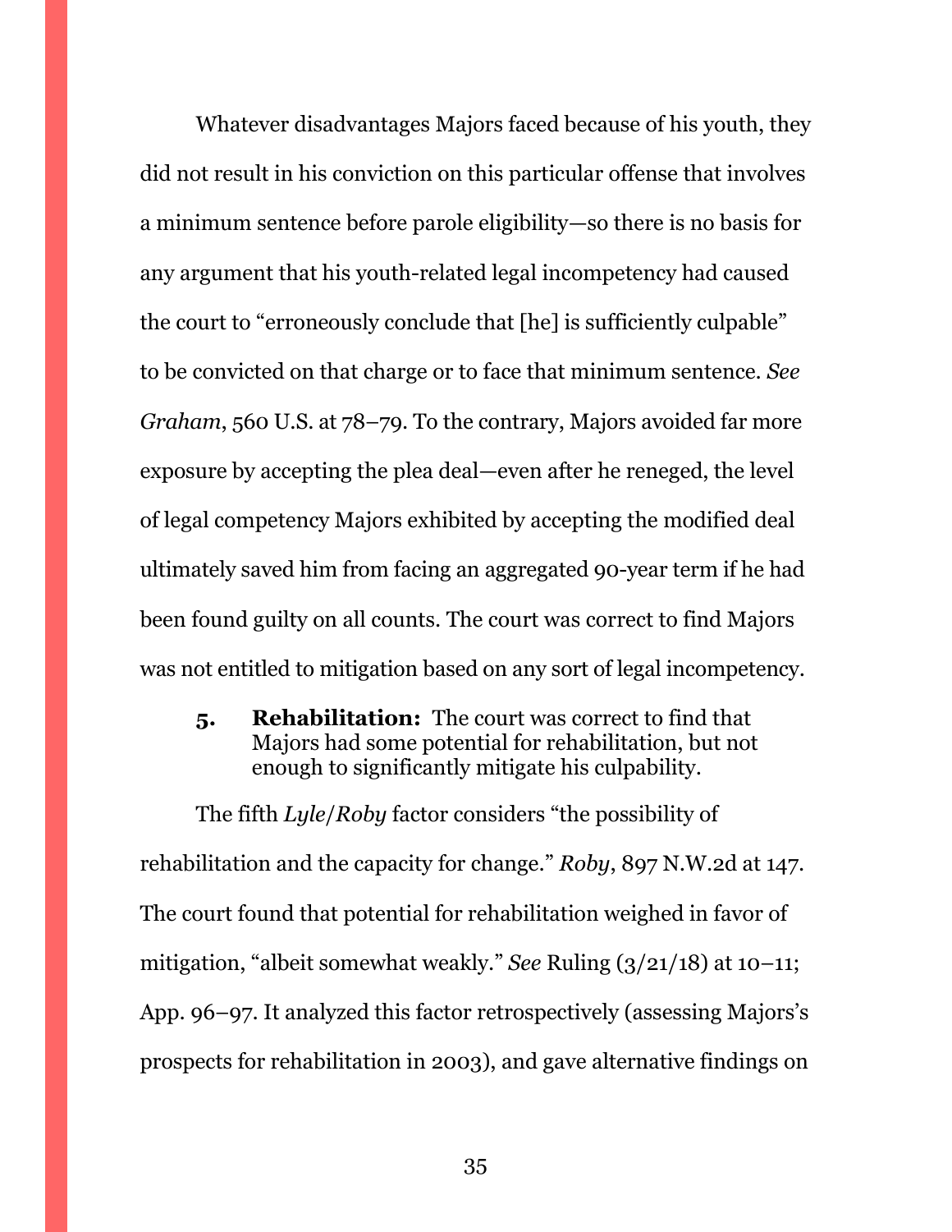Whatever disadvantages Majors faced because of his youth, they did not result in his conviction on this particular offense that involves a minimum sentence before parole eligibility—so there is no basis for any argument that his youth-related legal incompetency had caused the court to "erroneously conclude that [he] is sufficiently culpable" to be convicted on that charge or to face that minimum sentence. *See Graham*, 560 U.S. at 78–79. To the contrary, Majors avoided far more exposure by accepting the plea deal—even after he reneged, the level of legal competency Majors exhibited by accepting the modified deal ultimately saved him from facing an aggregated 90-year term if he had been found guilty on all counts. The court was correct to find Majors was not entitled to mitigation based on any sort of legal incompetency.

**5. Rehabilitation:** The court was correct to find that Majors had some potential for rehabilitation, but not enough to significantly mitigate his culpability.

The fifth *Lyle*/*Roby* factor considers "the possibility of rehabilitation and the capacity for change." *Roby*, 897 N.W.2d at 147. The court found that potential for rehabilitation weighed in favor of mitigation, "albeit somewhat weakly." *See* Ruling (3/21/18) at 10–11; App. 96–97. It analyzed this factor retrospectively (assessing Majors's prospects for rehabilitation in 2003), and gave alternative findings on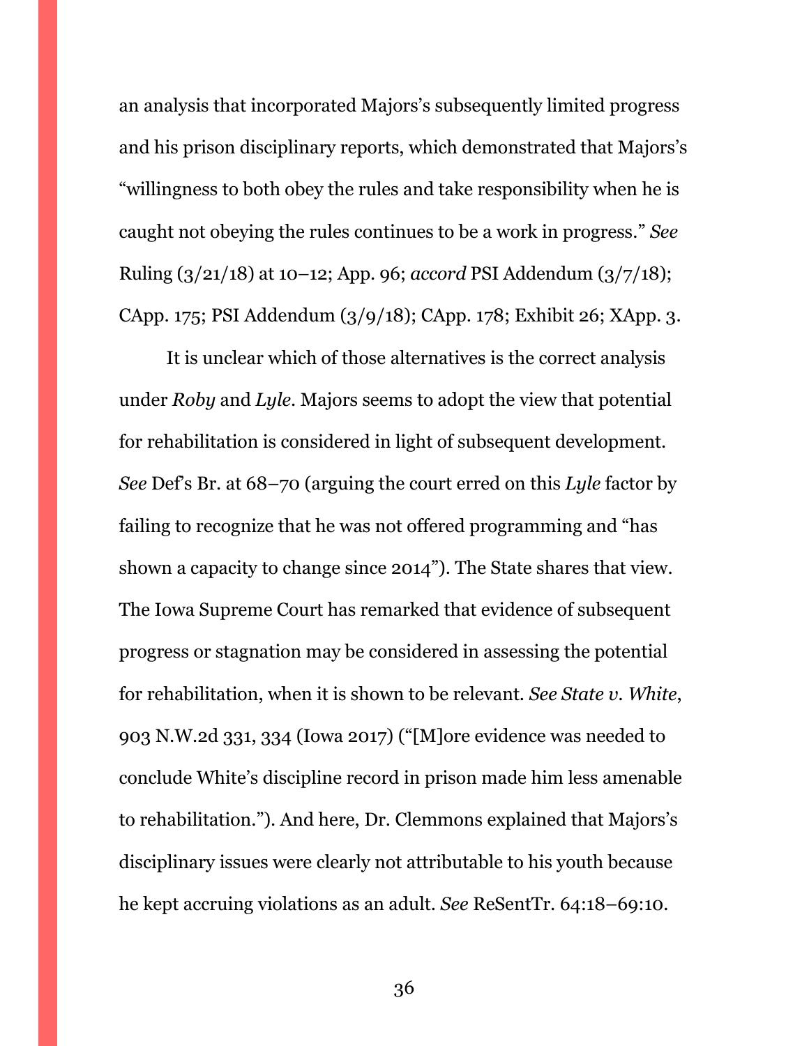an analysis that incorporated Majors's subsequently limited progress and his prison disciplinary reports, which demonstrated that Majors's "willingness to both obey the rules and take responsibility when he is caught not obeying the rules continues to be a work in progress." *See* Ruling (3/21/18) at 10–12; App. 96; *accord* PSI Addendum (3/7/18); CApp. 175; PSI Addendum (3/9/18); CApp. 178; Exhibit 26; XApp. 3.

It is unclear which of those alternatives is the correct analysis under *Roby* and *Lyle*. Majors seems to adopt the view that potential for rehabilitation is considered in light of subsequent development. *See* Def's Br. at 68–70 (arguing the court erred on this *Lyle* factor by failing to recognize that he was not offered programming and "has shown a capacity to change since 2014"). The State shares that view. The Iowa Supreme Court has remarked that evidence of subsequent progress or stagnation may be considered in assessing the potential for rehabilitation, when it is shown to be relevant. *See State v. White*, 903 N.W.2d 331, 334 (Iowa 2017) ("[M]ore evidence was needed to conclude White's discipline record in prison made him less amenable to rehabilitation."). And here, Dr. Clemmons explained that Majors's disciplinary issues were clearly not attributable to his youth because he kept accruing violations as an adult. *See* ReSentTr. 64:18–69:10.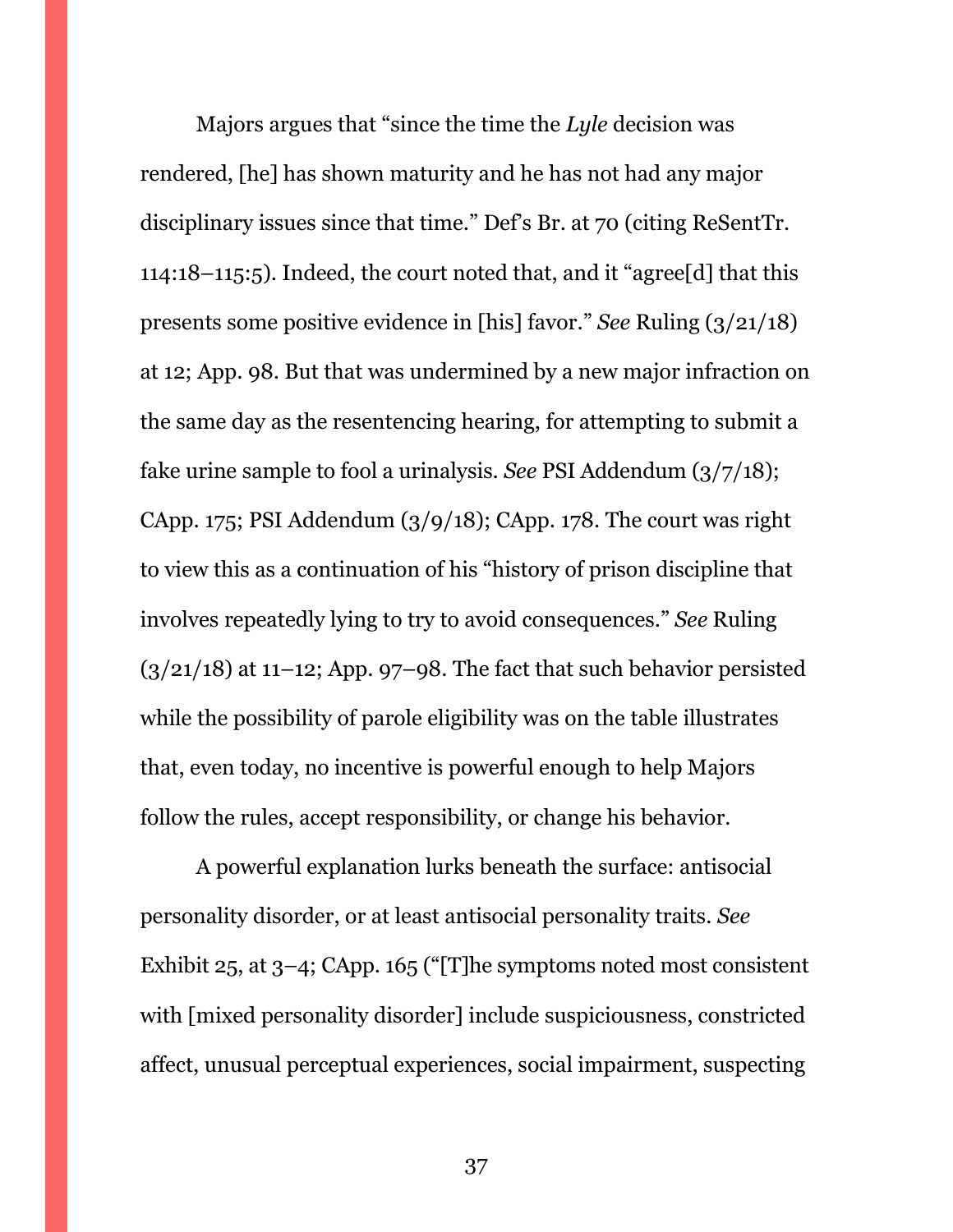Majors argues that "since the time the *Lyle* decision was rendered, [he] has shown maturity and he has not had any major disciplinary issues since that time." Def's Br. at 70 (citing ReSentTr. 114:18–115:5). Indeed, the court noted that, and it "agree[d] that this presents some positive evidence in [his] favor." *See* Ruling (3/21/18) at 12; App. 98. But that was undermined by a new major infraction on the same day as the resentencing hearing, for attempting to submit a fake urine sample to fool a urinalysis. *See* PSI Addendum (3/7/18); CApp. 175; PSI Addendum (3/9/18); CApp. 178. The court was right to view this as a continuation of his "history of prison discipline that involves repeatedly lying to try to avoid consequences." *See* Ruling (3/21/18) at 11–12; App. 97–98. The fact that such behavior persisted while the possibility of parole eligibility was on the table illustrates that, even today, no incentive is powerful enough to help Majors follow the rules, accept responsibility, or change his behavior.

A powerful explanation lurks beneath the surface: antisocial personality disorder, or at least antisocial personality traits. *See* Exhibit 25, at 3–4; CApp. 165 ("[T]he symptoms noted most consistent with [mixed personality disorder] include suspiciousness, constricted affect, unusual perceptual experiences, social impairment, suspecting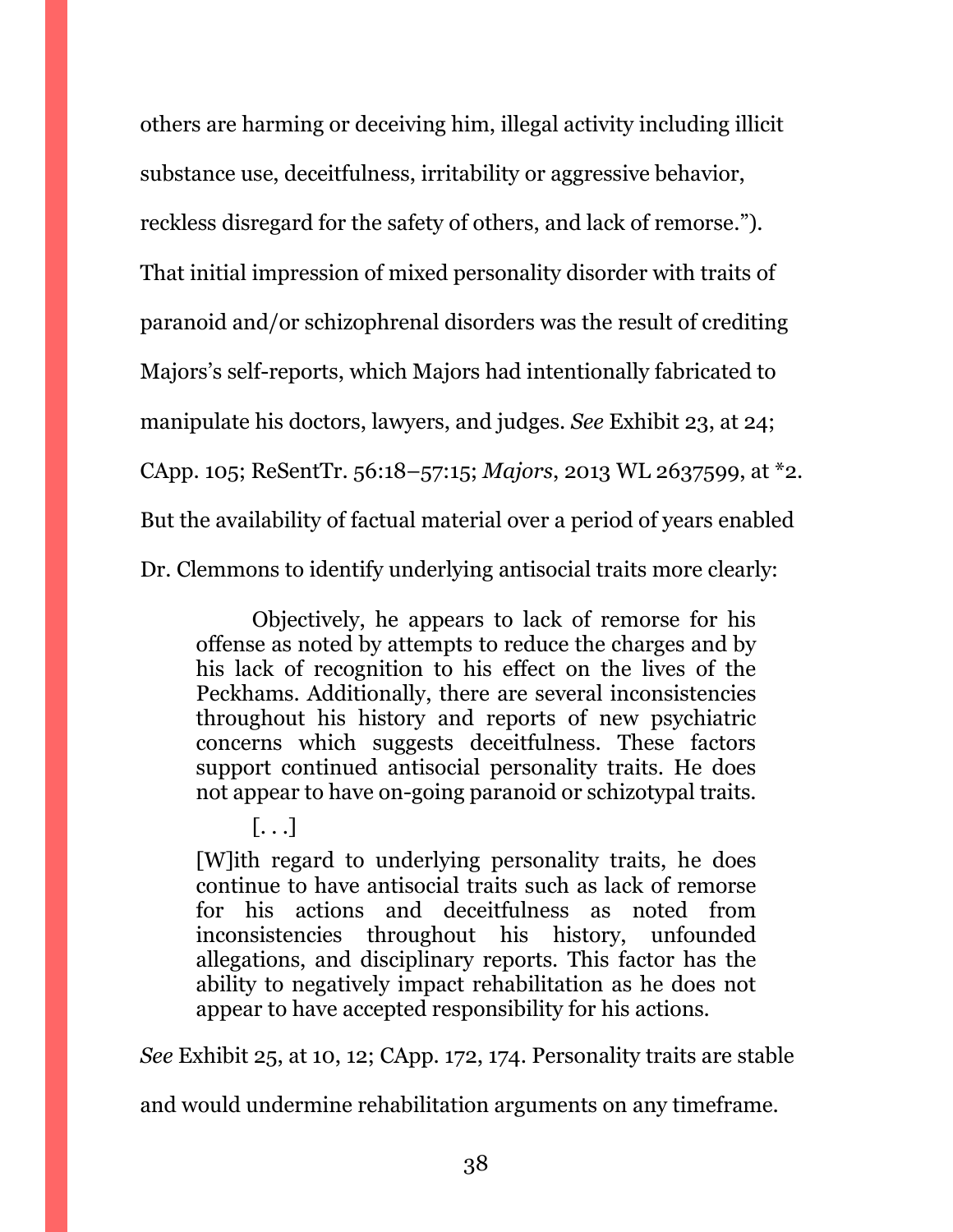others are harming or deceiving him, illegal activity including illicit substance use, deceitfulness, irritability or aggressive behavior, reckless disregard for the safety of others, and lack of remorse.”). That initial impression of mixed personality disorder with traits of paranoid and/or schizophrenal disorders was the result of crediting Majors’s self-reports, which Majors had intentionally fabricated to manipulate his doctors, lawyers, and judges. *See* Exhibit 23, at 24; CApp. 105; ReSentTr. 56:18–57:15; *Majors*, 2013 WL 2637599, at *2. But the availability of factual material over a period of years enabled Dr. Clemmons to identify underlying antisocial traits more clearly:

> Objectively, he appears to lack of remorse for his offense as noted by attempts to reduce the charges and by his lack of recognition to his effect on the lives of the Peckhams. Additionally, there are several inconsistencies throughout his history and reports of new psychiatric concerns which suggests deceitfulness. These factors support continued antisocial personality traits. He does not appear to have on-going paranoid or schizotypal traits.
>
> [. . .]
>
> [W]ith regard to underlying personality traits, he does continue to have antisocial traits such as lack of remorse for his actions and deceitfulness as noted from inconsistencies throughout his history, unfounded allegations, and disciplinary reports. This factor has the ability to negatively impact rehabilitation as he does not appear to have accepted responsibility for his actions.

*See* Exhibit 25, at 10, 12; CApp. 172, 174. Personality traits are stable and would undermine rehabilitation arguments on any timeframe.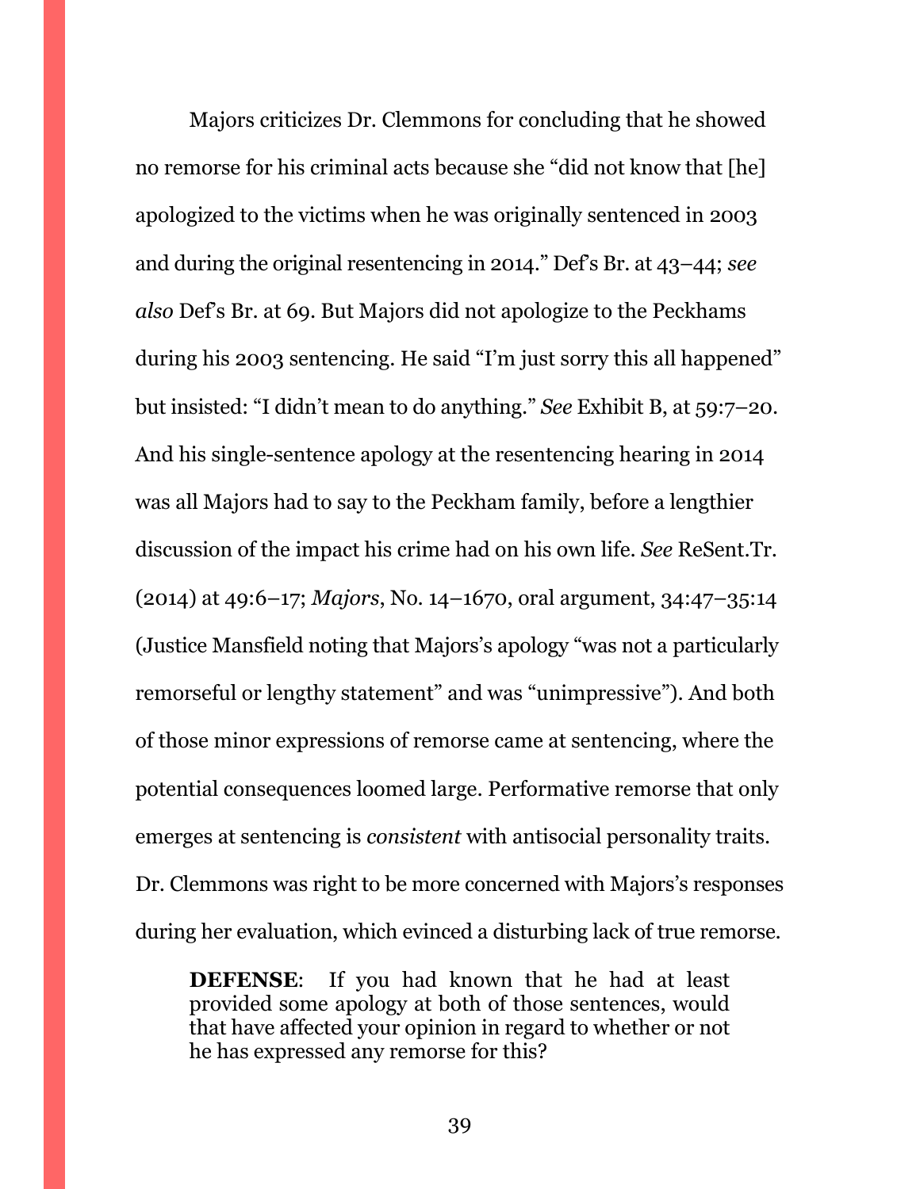Majors criticizes Dr. Clemmons for concluding that he showed no remorse for his criminal acts because she "did not know that [he] apologized to the victims when he was originally sentenced in 2003 and during the original resentencing in 2014." Def's Br. at 43–44; *see also* Def's Br. at 69. But Majors did not apologize to the Peckhams during his 2003 sentencing. He said "I'm just sorry this all happened" but insisted: "I didn't mean to do anything." *See* Exhibit B, at 59:7–20. And his single-sentence apology at the resentencing hearing in 2014 was all Majors had to say to the Peckham family, before a lengthier discussion of the impact his crime had on his own life. *See* ReSent.Tr. (2014) at 49:6–17; *Majors*, No. 14–1670, oral argument, 34:47–35:14 (Justice Mansfield noting that Majors's apology "was not a particularly remorseful or lengthy statement" and was "unimpressive"). And both of those minor expressions of remorse came at sentencing, where the potential consequences loomed large. Performative remorse that only emerges at sentencing is *consistent* with antisocial personality traits. Dr. Clemmons was right to be more concerned with Majors's responses during her evaluation, which evinced a disturbing lack of true remorse.

> **DEFENSE**: If you had known that he had at least provided some apology at both of those sentences, would that have affected your opinion in regard to whether or not he has expressed any remorse for this?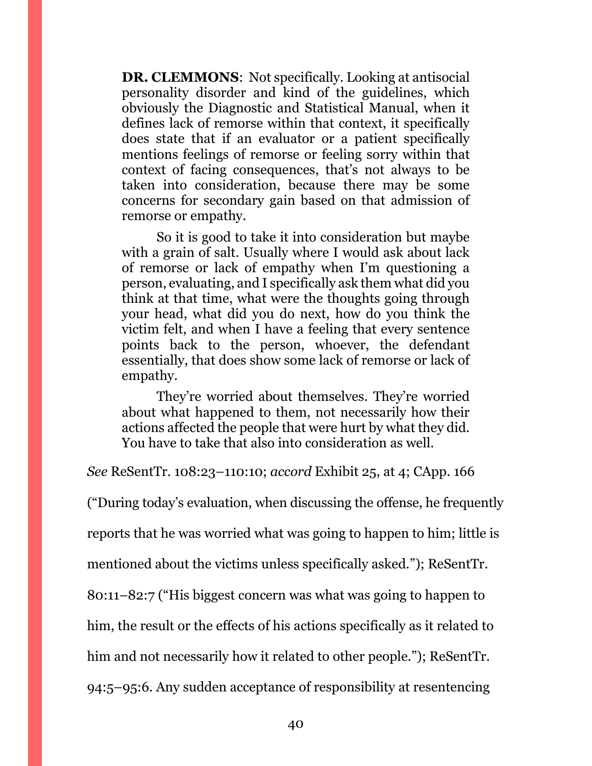> **DR. CLEMMONS**: Not specifically. Looking at antisocial personality disorder and kind of the guidelines, which obviously the Diagnostic and Statistical Manual, when it defines lack of remorse within that context, it specifically does state that if an evaluator or a patient specifically mentions feelings of remorse or feeling sorry within that context of facing consequences, that's not always to be taken into consideration, because there may be some concerns for secondary gain based on that admission of remorse or empathy.
>
> So it is good to take it into consideration but maybe with a grain of salt. Usually where I would ask about lack of remorse or lack of empathy when I'm questioning a person, evaluating, and I specifically ask them what did you think at that time, what were the thoughts going through your head, what did you do next, how do you think the victim felt, and when I have a feeling that every sentence points back to the person, whoever, the defendant essentially, that does show some lack of remorse or lack of empathy.
>
> They're worried about themselves. They're worried about what happened to them, not necessarily how their actions affected the people that were hurt by what they did. You have to take that also into consideration as well.

*See* ReSentTr. 108:23–110:10; *accord* Exhibit 25, at 4; CApp. 166 ("During today's evaluation, when discussing the offense, he frequently reports that he was worried what was going to happen to him; little is mentioned about the victims unless specifically asked."); ReSentTr. 80:11–82:7 ("His biggest concern was what was going to happen to him, the result or the effects of his actions specifically as it related to him and not necessarily how it related to other people."); ReSentTr. 94:5–95:6. Any sudden acceptance of responsibility at resentencing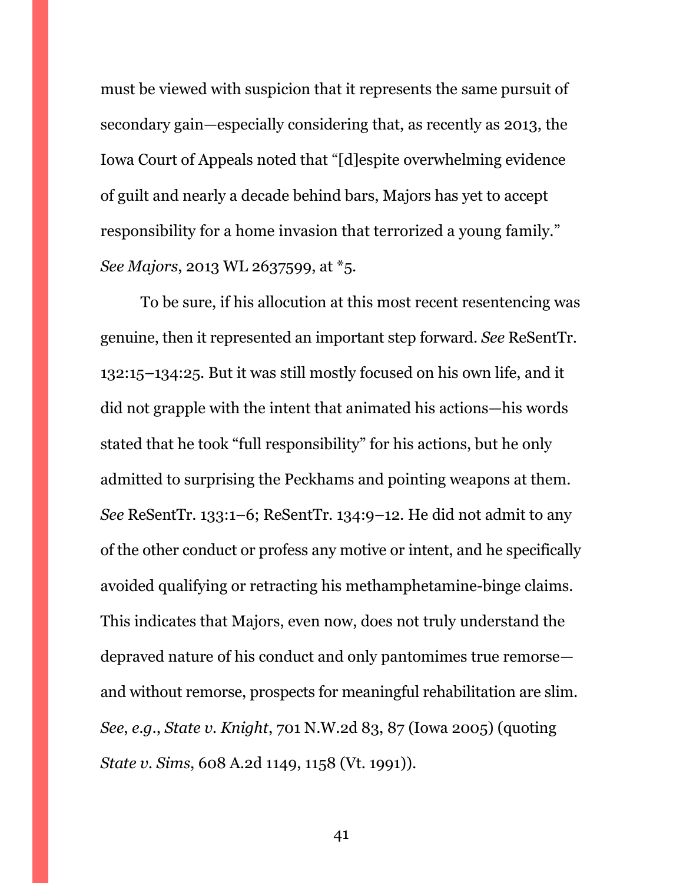must be viewed with suspicion that it represents the same pursuit of secondary gain—especially considering that, as recently as 2013, the Iowa Court of Appeals noted that "[d]espite overwhelming evidence of guilt and nearly a decade behind bars, Majors has yet to accept responsibility for a home invasion that terrorized a young family." *See Majors*, 2013 WL 2637599, at *5.

To be sure, if his allocution at this most recent resentencing was genuine, then it represented an important step forward. *See* ReSentTr. 132:15–134:25. But it was still mostly focused on his own life, and it did not grapple with the intent that animated his actions—his words stated that he took "full responsibility" for his actions, but he only admitted to surprising the Peckhams and pointing weapons at them. *See* ReSentTr. 133:1–6; ReSentTr. 134:9–12. He did not admit to any of the other conduct or profess any motive or intent, and he specifically avoided qualifying or retracting his methamphetamine-binge claims. This indicates that Majors, even now, does not truly understand the depraved nature of his conduct and only pantomimes true remorse—and without remorse, prospects for meaningful rehabilitation are slim. *See*, *e.g.*, *State v. Knight*, 701 N.W.2d 83, 87 (Iowa 2005) (quoting *State v. Sims*, 608 A.2d 1149, 1158 (Vt. 1991)).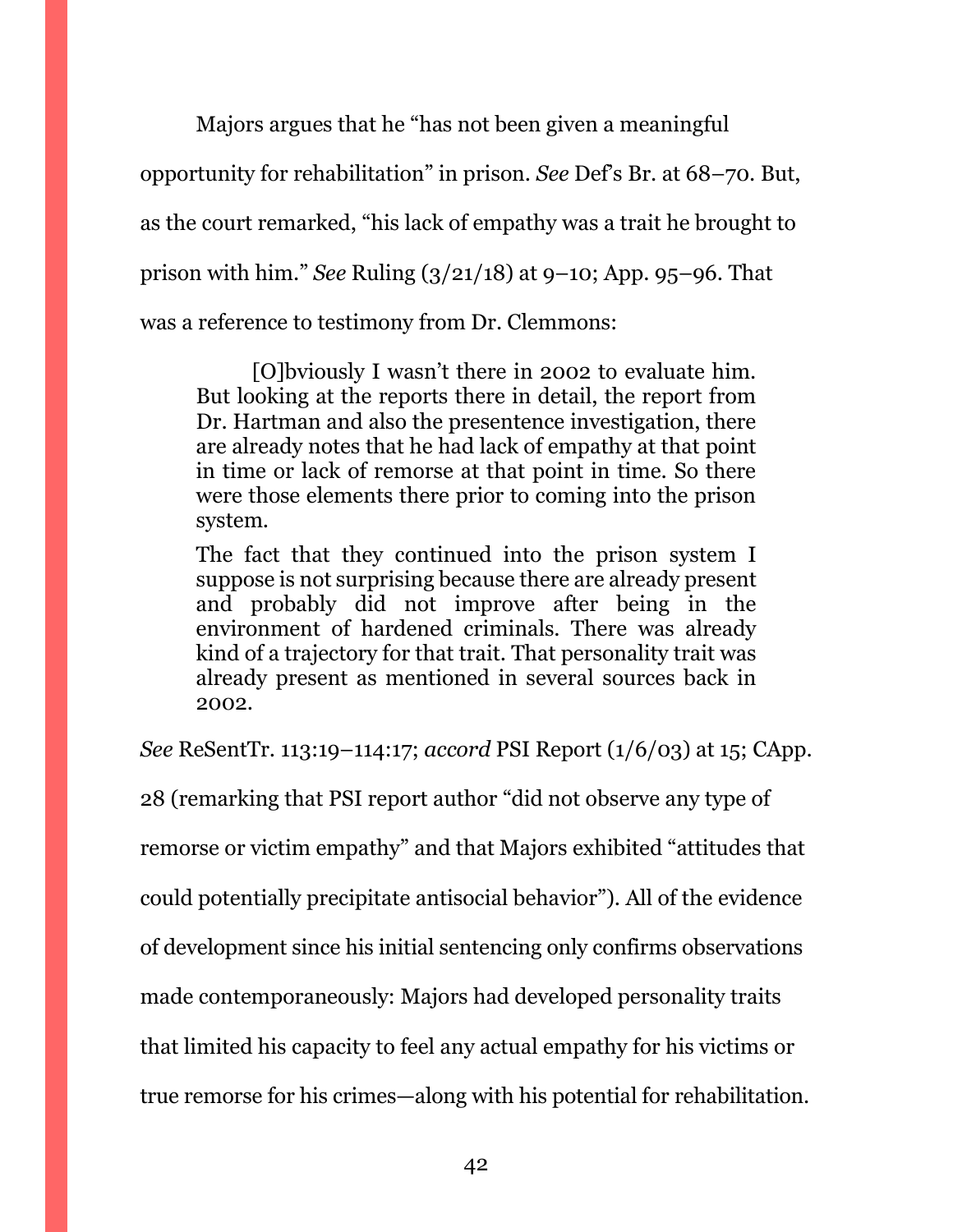Majors argues that he "has not been given a meaningful opportunity for rehabilitation" in prison. *See* Def's Br. at 68–70. But, as the court remarked, "his lack of empathy was a trait he brought to prison with him." *See* Ruling (3/21/18) at 9–10; App. 95–96. That was a reference to testimony from Dr. Clemmons:

> [O]bviously I wasn't there in 2002 to evaluate him. But looking at the reports there in detail, the report from Dr. Hartman and also the presentence investigation, there are already notes that he had lack of empathy at that point in time or lack of remorse at that point in time. So there were those elements there prior to coming into the prison system.
>
> The fact that they continued into the prison system I suppose is not surprising because there are already present and probably did not improve after being in the environment of hardened criminals. There was already kind of a trajectory for that trait. That personality trait was already present as mentioned in several sources back in 2002.

*See* ReSentTr. 113:19–114:17; *accord* PSI Report (1/6/03) at 15; CApp. 28 (remarking that PSI report author "did not observe any type of remorse or victim empathy" and that Majors exhibited "attitudes that could potentially precipitate antisocial behavior"). All of the evidence of development since his initial sentencing only confirms observations made contemporaneously: Majors had developed personality traits that limited his capacity to feel any actual empathy for his victims or true remorse for his crimes—along with his potential for rehabilitation.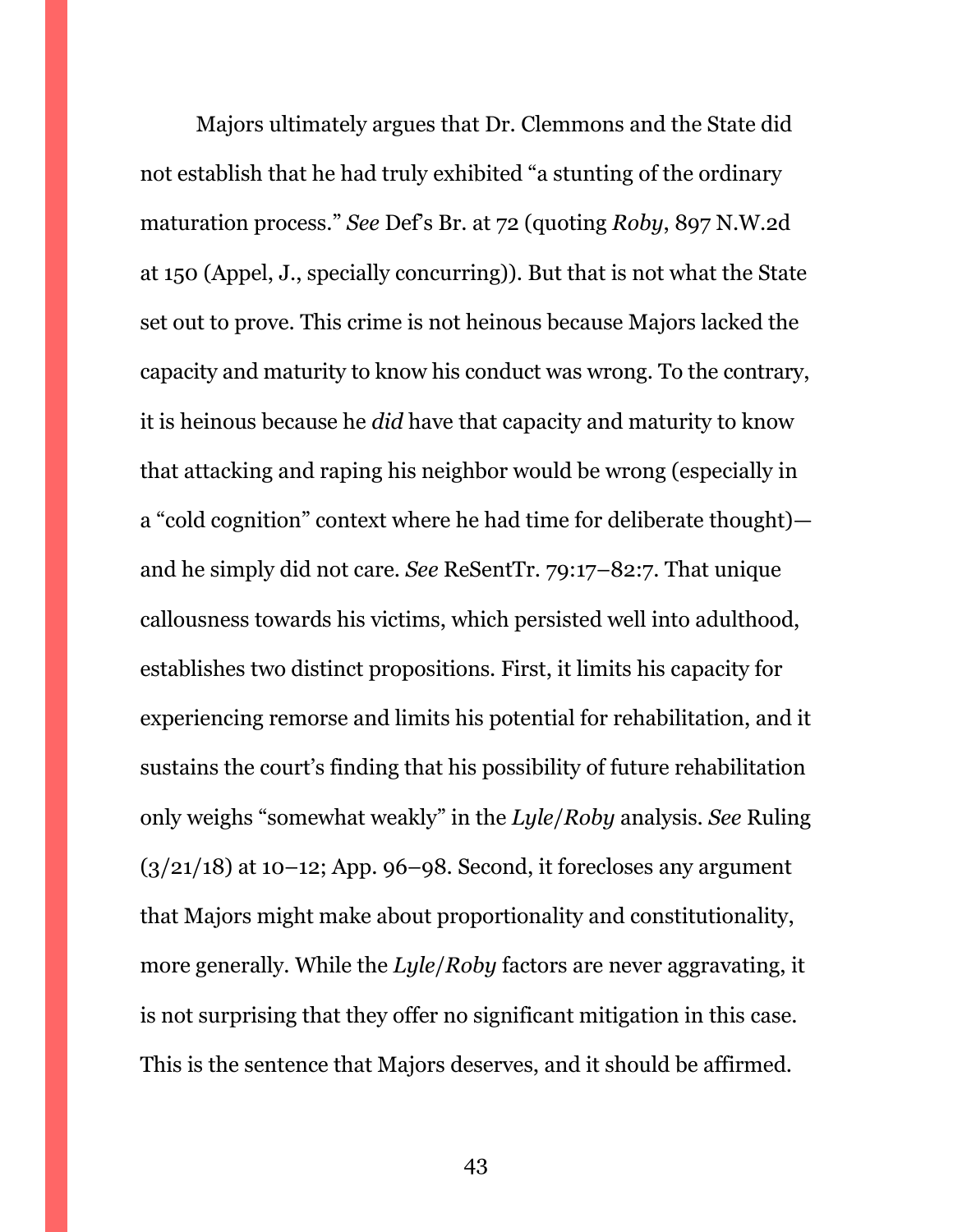Majors ultimately argues that Dr. Clemmons and the State did not establish that he had truly exhibited "a stunting of the ordinary maturation process." *See* Def's Br. at 72 (quoting *Roby*, 897 N.W.2d at 150 (Appel, J., specially concurring)). But that is not what the State set out to prove. This crime is not heinous because Majors lacked the capacity and maturity to know his conduct was wrong. To the contrary, it is heinous because he *did* have that capacity and maturity to know that attacking and raping his neighbor would be wrong (especially in a "cold cognition" context where he had time for deliberate thought)—and he simply did not care. *See* ReSentTr. 79:17–82:7. That unique callousness towards his victims, which persisted well into adulthood, establishes two distinct propositions. First, it limits his capacity for experiencing remorse and limits his potential for rehabilitation, and it sustains the court's finding that his possibility of future rehabilitation only weighs "somewhat weakly" in the *Lyle*/*Roby* analysis. *See* Ruling (3/21/18) at 10–12; App. 96–98. Second, it forecloses any argument that Majors might make about proportionality and constitutionality, more generally. While the *Lyle*/*Roby* factors are never aggravating, it is not surprising that they offer no significant mitigation in this case. This is the sentence that Majors deserves, and it should be affirmed.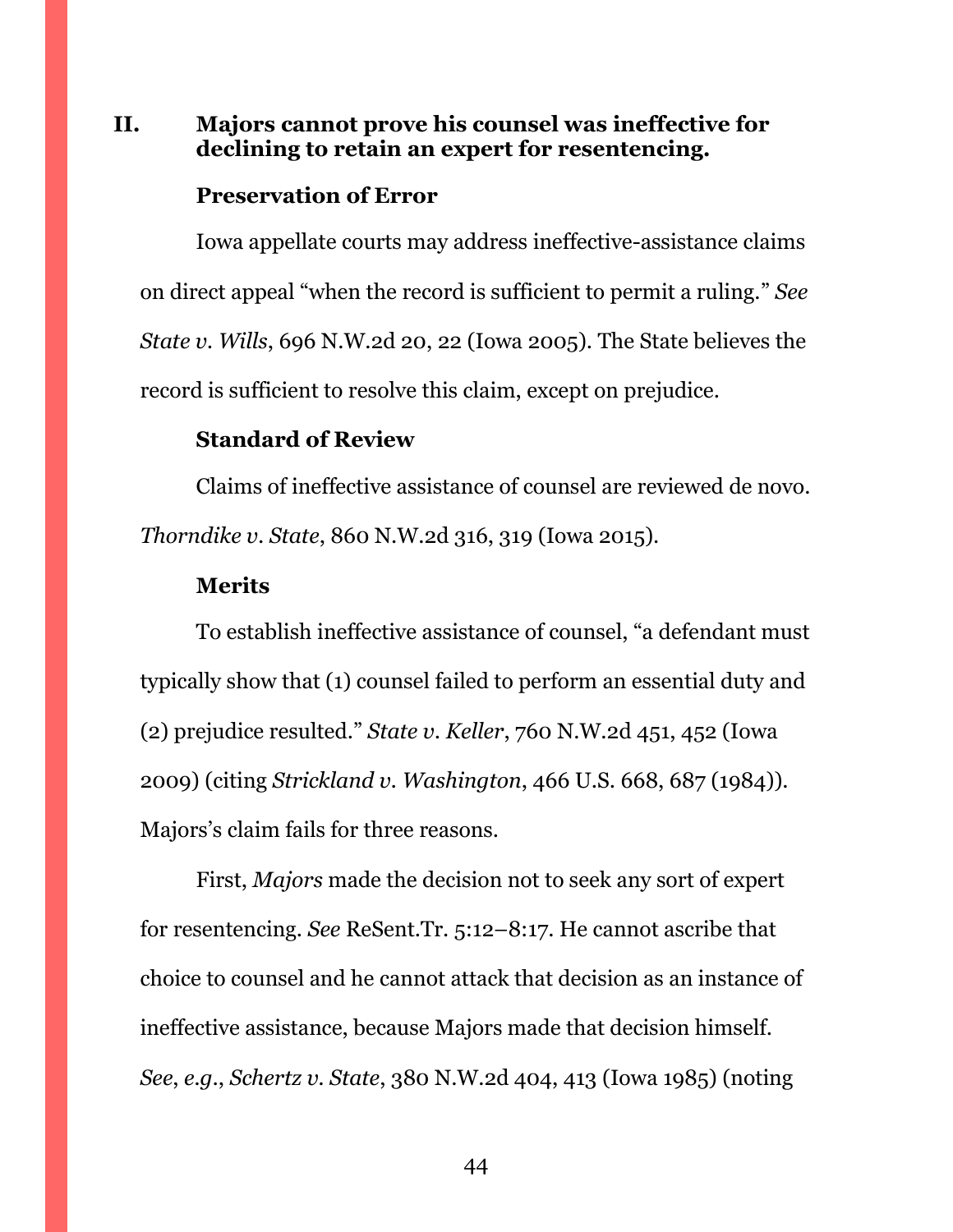## II. Majors cannot prove his counsel was ineffective for declining to retain an expert for resentencing.

### Preservation of Error

Iowa appellate courts may address ineffective-assistance claims on direct appeal "when the record is sufficient to permit a ruling." *See State v. Wills*, 696 N.W.2d 20, 22 (Iowa 2005). The State believes the record is sufficient to resolve this claim, except on prejudice.

### Standard of Review

Claims of ineffective assistance of counsel are reviewed de novo. *Thorndike v. State*, 860 N.W.2d 316, 319 (Iowa 2015).

### Merits

To establish ineffective assistance of counsel, "a defendant must typically show that (1) counsel failed to perform an essential duty and (2) prejudice resulted." *State v. Keller*, 760 N.W.2d 451, 452 (Iowa 2009) (citing *Strickland v. Washington*, 466 U.S. 668, 687 (1984)). Majors's claim fails for three reasons.

First, *Majors* made the decision not to seek any sort of expert for resentencing. *See* ReSent.Tr. 5:12–8:17. He cannot ascribe that choice to counsel and he cannot attack that decision as an instance of ineffective assistance, because Majors made that decision himself. *See, e.g.*, *Schertz v. State*, 380 N.W.2d 404, 413 (Iowa 1985) (noting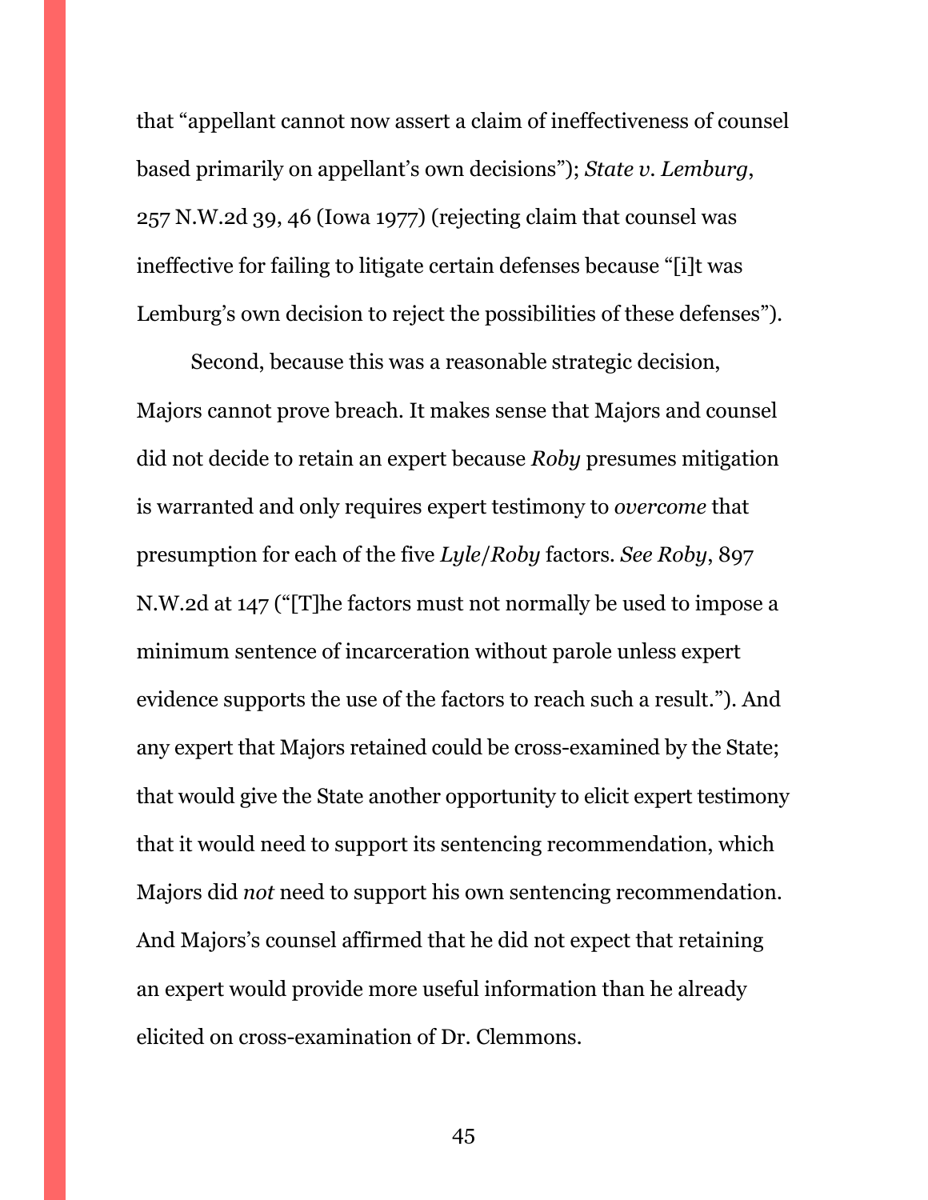that "appellant cannot now assert a claim of ineffectiveness of counsel based primarily on appellant's own decisions"); *State v. Lemburg*, 257 N.W.2d 39, 46 (Iowa 1977) (rejecting claim that counsel was ineffective for failing to litigate certain defenses because "[i]t was Lemburg's own decision to reject the possibilities of these defenses").

Second, because this was a reasonable strategic decision, Majors cannot prove breach. It makes sense that Majors and counsel did not decide to retain an expert because *Roby* presumes mitigation is warranted and only requires expert testimony to *overcome* that presumption for each of the five *Lyle*/*Roby* factors. *See Roby*, 897 N.W.2d at 147 ("[T]he factors must not normally be used to impose a minimum sentence of incarceration without parole unless expert evidence supports the use of the factors to reach such a result."). And any expert that Majors retained could be cross-examined by the State; that would give the State another opportunity to elicit expert testimony that it would need to support its sentencing recommendation, which Majors did *not* need to support his own sentencing recommendation. And Majors's counsel affirmed that he did not expect that retaining an expert would provide more useful information than he already elicited on cross-examination of Dr. Clemmons.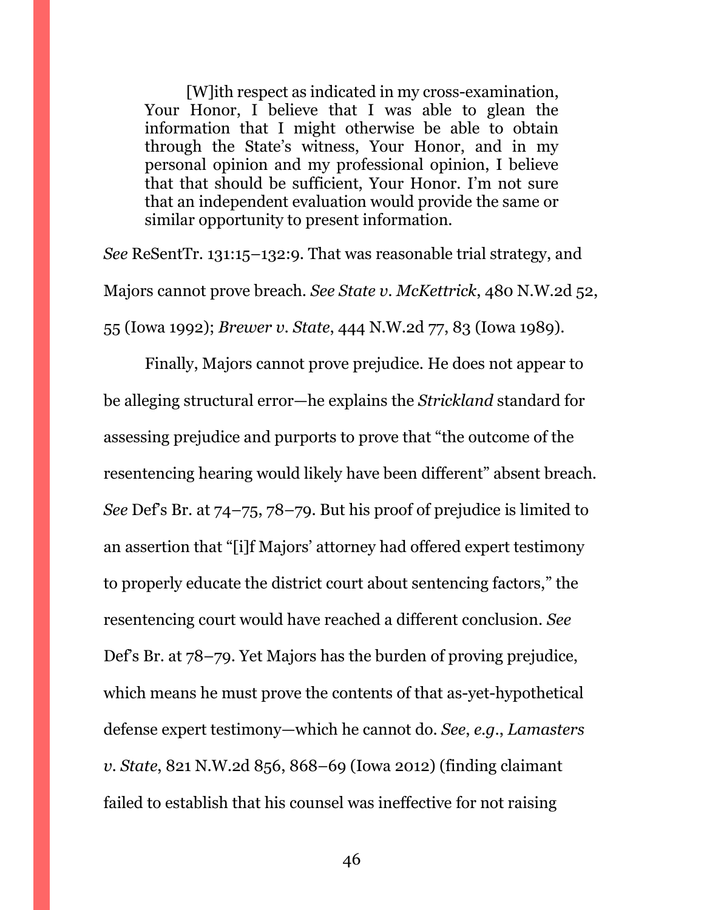> [W]ith respect as indicated in my cross-examination, Your Honor, I believe that I was able to glean the information that I might otherwise be able to obtain through the State's witness, Your Honor, and in my personal opinion and my professional opinion, I believe that that should be sufficient, Your Honor. I'm not sure that an independent evaluation would provide the same or similar opportunity to present information.

*See* ReSentTr. 131:15–132:9. That was reasonable trial strategy, and Majors cannot prove breach. *See State v. McKettrick*, 480 N.W.2d 52, 55 (Iowa 1992); *Brewer v. State*, 444 N.W.2d 77, 83 (Iowa 1989).

Finally, Majors cannot prove prejudice. He does not appear to be alleging structural error—he explains the *Strickland* standard for assessing prejudice and purports to prove that "the outcome of the resentencing hearing would likely have been different" absent breach. *See* Def's Br. at 74–75, 78–79. But his proof of prejudice is limited to an assertion that "[i]f Majors' attorney had offered expert testimony to properly educate the district court about sentencing factors," the resentencing court would have reached a different conclusion. *See* Def's Br. at 78–79. Yet Majors has the burden of proving prejudice, which means he must prove the contents of that as-yet-hypothetical defense expert testimony—which he cannot do. *See, e.g.*, *Lamasters v. State*, 821 N.W.2d 856, 868–69 (Iowa 2012) (finding claimant failed to establish that his counsel was ineffective for not raising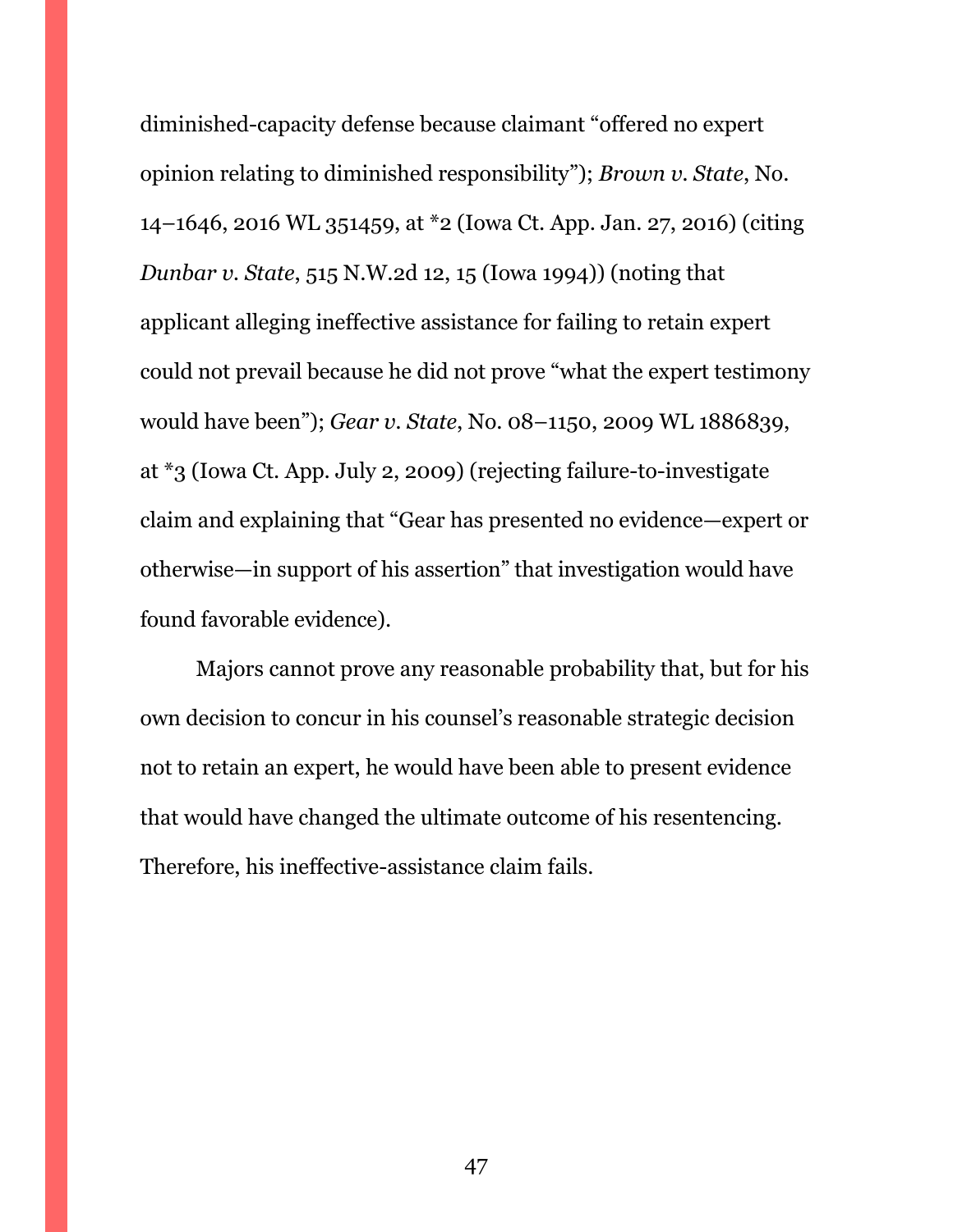diminished-capacity defense because claimant "offered no expert opinion relating to diminished responsibility"); *Brown v. State*, No. 14–1646, 2016 WL 351459, at *2 (Iowa Ct. App. Jan. 27, 2016) (citing *Dunbar v. State*, 515 N.W.2d 12, 15 (Iowa 1994)) (noting that applicant alleging ineffective assistance for failing to retain expert could not prevail because he did not prove "what the expert testimony would have been"); *Gear v. State*, No. 08–1150, 2009 WL 1886839, at *3 (Iowa Ct. App. July 2, 2009) (rejecting failure-to-investigate claim and explaining that "Gear has presented no evidence—expert or otherwise—in support of his assertion" that investigation would have found favorable evidence).

Majors cannot prove any reasonable probability that, but for his own decision to concur in his counsel's reasonable strategic decision not to retain an expert, he would have been able to present evidence that would have changed the ultimate outcome of his resentencing. Therefore, his ineffective-assistance claim fails.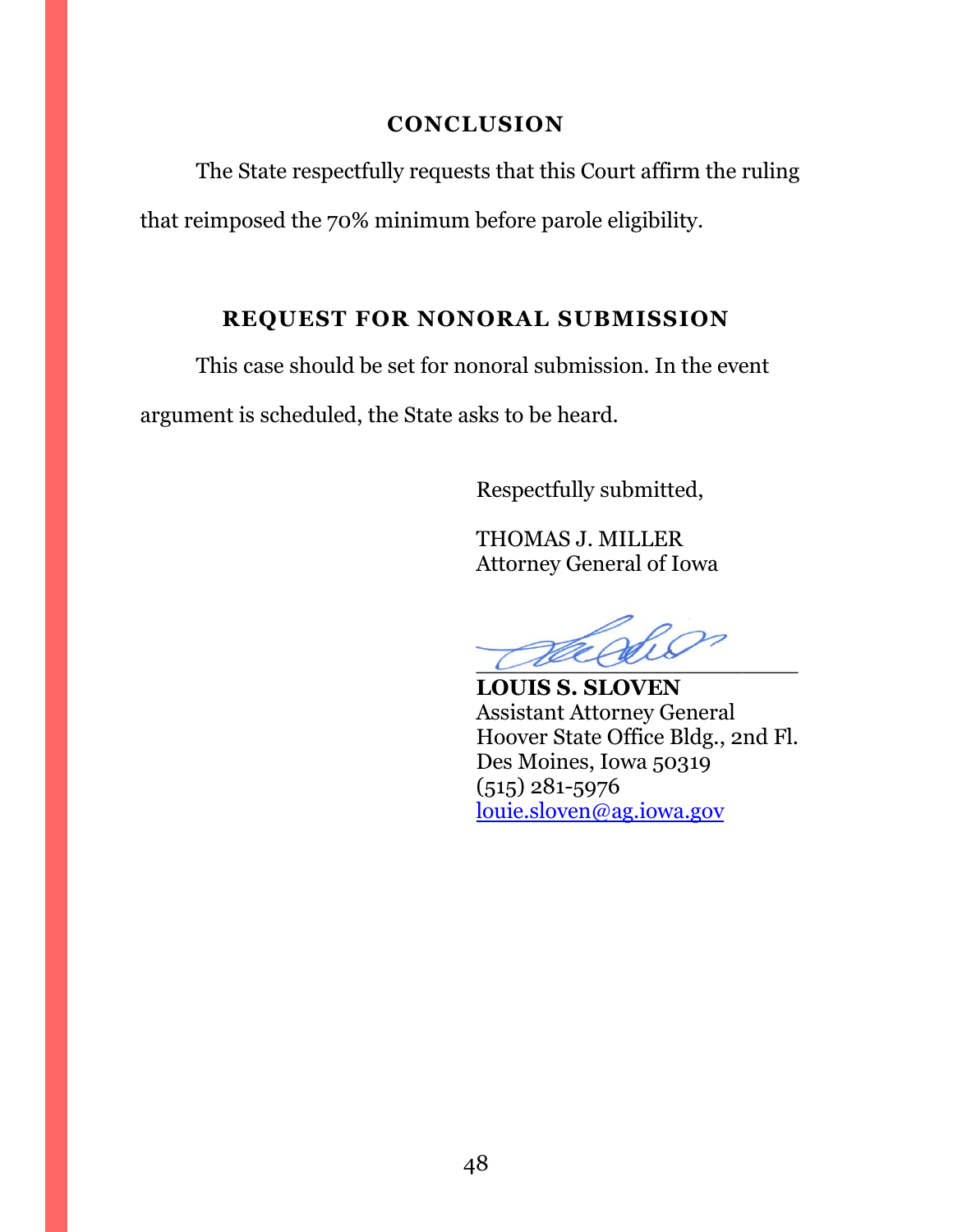## CONCLUSION

The State respectfully requests that this Court affirm the ruling that reimposed the 70% minimum before parole eligibility.

## REQUEST FOR NONORAL SUBMISSION

This case should be set for nonoral submission. In the event argument is scheduled, the State asks to be heard.

Respectfully submitted,

THOMAS J. MILLER
Attorney General of Iowa

\_\_\_\_\_\_\_\_\_\_\_\_\_\_\_\_\_\_\_\_\_\_\_\_\_\_

**LOUIS S. SLOVEN**
Assistant Attorney General
Hoover State Office Bldg., 2nd Fl.
Des Moines, Iowa 50319
(515) 281-5976
louie.sloven@ag.iowa.gov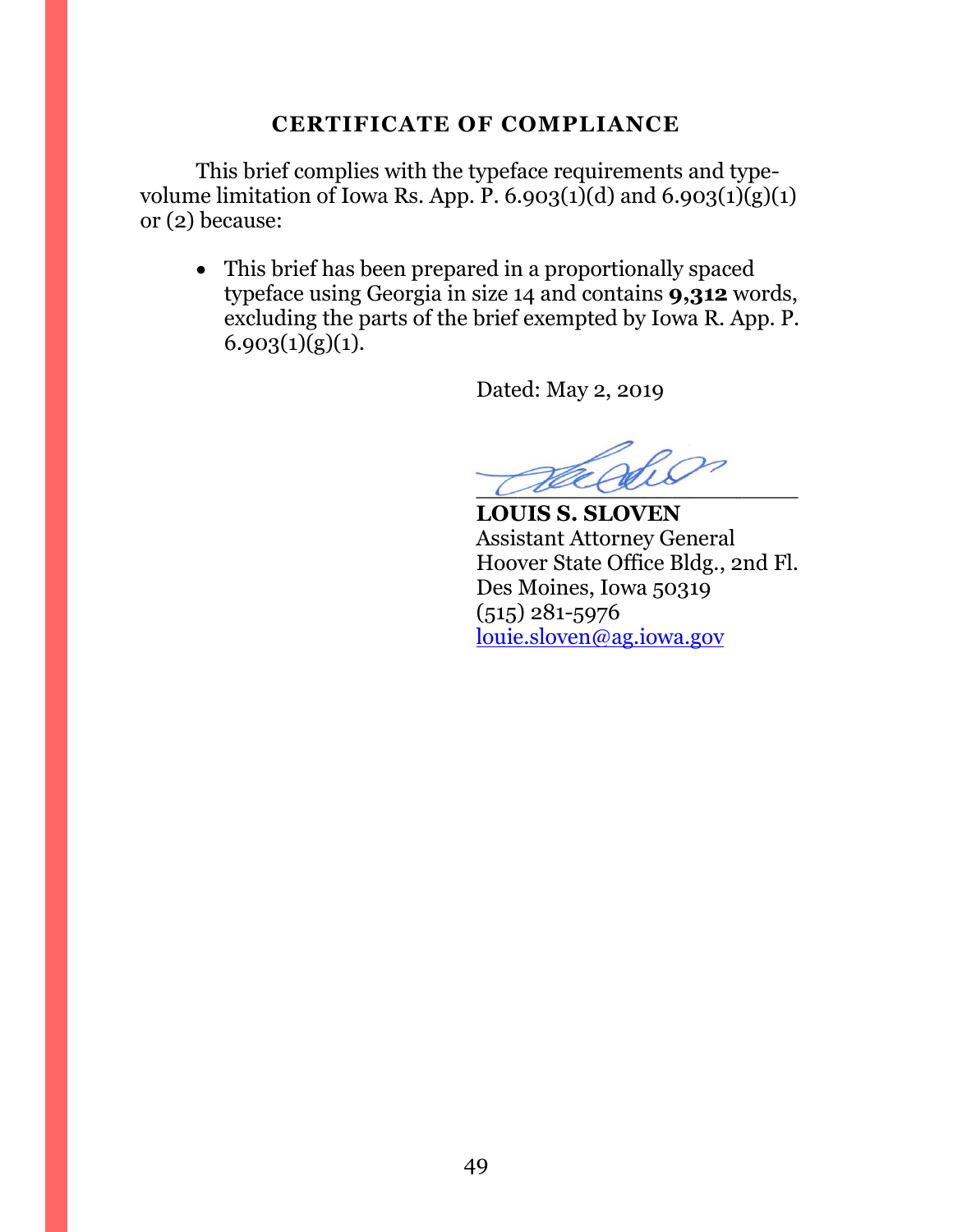## CERTIFICATE OF COMPLIANCE

This brief complies with the typeface requirements and type-volume limitation of Iowa Rs. App. P. 6.903(1)(d) and 6.903(1)(g)(1) or (2) because:

- This brief has been prepared in a proportionally spaced typeface using Georgia in size 14 and contains **9,312** words, excluding the parts of the brief exempted by Iowa R. App. P. 6.903(1)(g)(1).

Dated: May 2, 2019

\_\_\_\_\_\_\_\_\_\_\_\_\_\_\_\_\_\_\_\_\_\_\_\_

**LOUIS S. SLOVEN**
Assistant Attorney General
Hoover State Office Bldg., 2nd Fl.
Des Moines, Iowa 50319
(515) 281-5976
louie.sloven@ag.iowa.gov